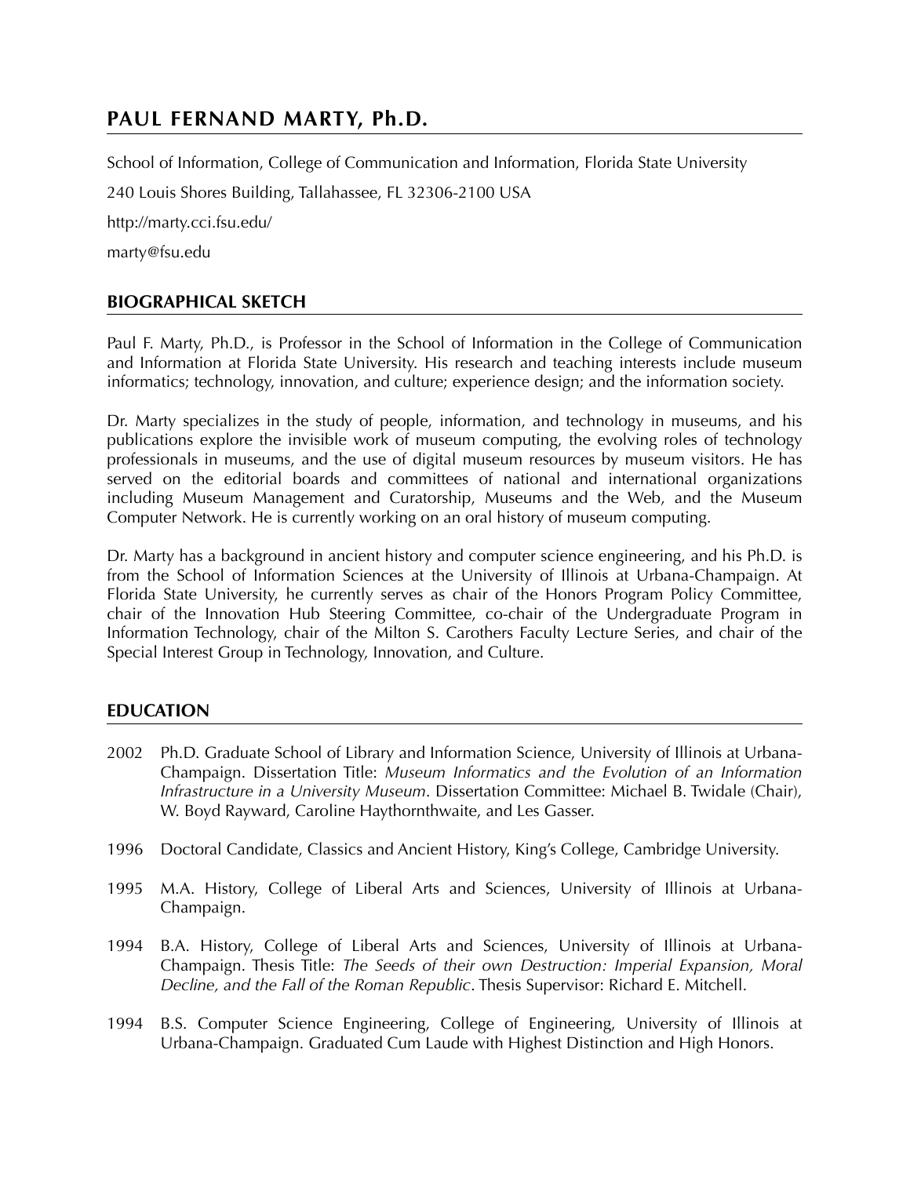# PAUL FERNAND MARTY, Ph.D.

School of Information, College of Communication and Information, Florida State University

240 Louis Shores Building, Tallahassee, FL 32306-2100 USA

http://marty.cci.fsu.edu/

marty@fsu.edu

## BIOGRAPHICAL SKETCH

Paul F. Marty, Ph.D., is Professor in the School of Information in the College of Communication and Information at Florida State University. His research and teaching interests include museum informatics; technology, innovation, and culture; experience design; and the information society.

Dr. Marty specializes in the study of people, information, and technology in museums, and his publications explore the invisible work of museum computing, the evolving roles of technology professionals in museums, and the use of digital museum resources by museum visitors. He has served on the editorial boards and committees of national and international organizations including Museum Management and Curatorship, Museums and the Web, and the Museum Computer Network. He is currently working on an oral history of museum computing.

Dr. Marty has a background in ancient history and computer science engineering, and his Ph.D. is from the School of Information Sciences at the University of Illinois at Urbana-Champaign. At Florida State University, he currently serves as chair of the Honors Program Policy Committee, chair of the Innovation Hub Steering Committee, co-chair of the Undergraduate Program in Information Technology, chair of the Milton S. Carothers Faculty Lecture Series, and chair of the Special Interest Group in Technology, Innovation, and Culture.

## EDUCATION

2002 Ph.D. Graduate School of Library and Information Science, University of Illinois at Urbana-Champaign. Dissertation Title: *Museum Informatics and the Evolution of an Information Infrastructure in a University Museum*. Dissertation Committee: Michael B. Twidale (Chair), W. Boyd Rayward, Caroline Haythornthwaite, and Les Gasser.

1996 Doctoral Candidate, Classics and Ancient History, King's College, Cambridge University.

1995 M.A. History, College of Liberal Arts and Sciences, University of Illinois at Urbana-Champaign.

1994 B.A. History, College of Liberal Arts and Sciences, University of Illinois at Urbana-Champaign. Thesis Title: *The Seeds of their own Destruction: Imperial Expansion, Moral Decline, and the Fall of the Roman Republic*. Thesis Supervisor: Richard E. Mitchell.

1994 B.S. Computer Science Engineering, College of Engineering, University of Illinois at Urbana-Champaign. Graduated Cum Laude with Highest Distinction and High Honors.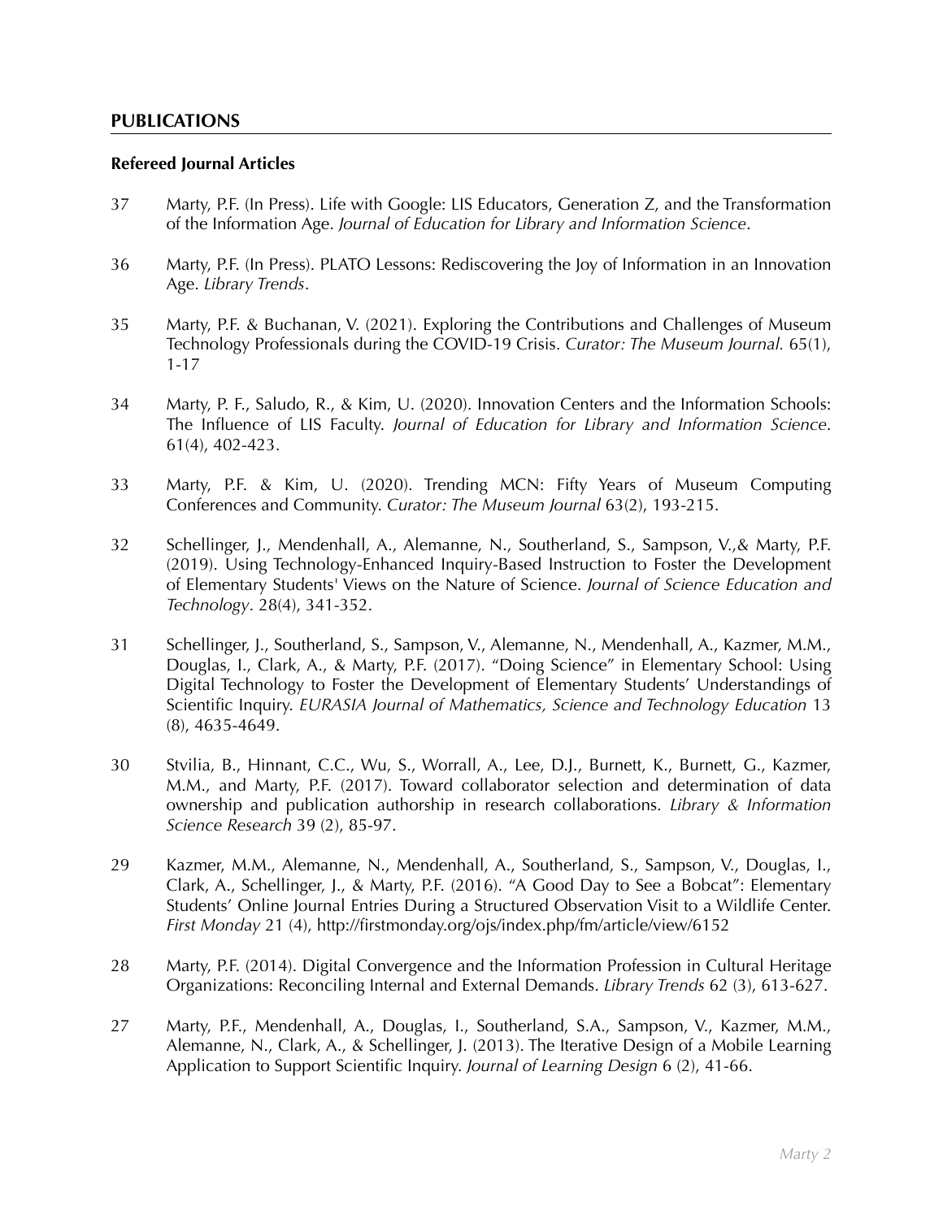## PUBLICATIONS

### Refereed Journal Articles

37 Marty, P.F. (In Press). Life with Google: LIS Educators, Generation Z, and the Transformation of the Information Age. *Journal of Education for Library and Information Science*.

36 Marty, P.F. (In Press). PLATO Lessons: Rediscovering the Joy of Information in an Innovation Age. *Library Trends*.

35 Marty, P.F. & Buchanan, V. (2021). Exploring the Contributions and Challenges of Museum Technology Professionals during the COVID-19 Crisis. *Curator: The Museum Journal.* 65(1), 1-17

34 Marty, P. F., Saludo, R., & Kim, U. (2020). Innovation Centers and the Information Schools: The Influence of LIS Faculty. *Journal of Education for Library and Information Science*. 61(4), 402-423.

33 Marty, P.F. & Kim, U. (2020). Trending MCN: Fifty Years of Museum Computing Conferences and Community. *Curator: The Museum Journal* 63(2), 193-215.

32 Schellinger, J., Mendenhall, A., Alemanne, N., Southerland, S., Sampson, V.,& Marty, P.F. (2019). Using Technology-Enhanced Inquiry-Based Instruction to Foster the Development of Elementary Students' Views on the Nature of Science. *Journal of Science Education and Technology*. 28(4), 341-352.

31 Schellinger, J., Southerland, S., Sampson, V., Alemanne, N., Mendenhall, A., Kazmer, M.M., Douglas, I., Clark, A., & Marty, P.F. (2017). "Doing Science" in Elementary School: Using Digital Technology to Foster the Development of Elementary Students' Understandings of Scientific Inquiry. *EURASIA Journal of Mathematics, Science and Technology Education* 13 (8), 4635-4649.

30 Stvilia, B., Hinnant, C.C., Wu, S., Worrall, A., Lee, D.J., Burnett, K., Burnett, G., Kazmer, M.M., and Marty, P.F. (2017). Toward collaborator selection and determination of data ownership and publication authorship in research collaborations. *Library & Information Science Research* 39 (2), 85-97.

29 Kazmer, M.M., Alemanne, N., Mendenhall, A., Southerland, S., Sampson, V., Douglas, I., Clark, A., Schellinger, J., & Marty, P.F. (2016). "A Good Day to See a Bobcat": Elementary Students' Online Journal Entries During a Structured Observation Visit to a Wildlife Center. *First Monday* 21 (4), http://firstmonday.org/ojs/index.php/fm/article/view/6152

28 Marty, P.F. (2014). Digital Convergence and the Information Profession in Cultural Heritage Organizations: Reconciling Internal and External Demands. *Library Trends* 62 (3), 613-627.

27 Marty, P.F., Mendenhall, A., Douglas, I., Southerland, S.A., Sampson, V., Kazmer, M.M., Alemanne, N., Clark, A., & Schellinger, J. (2013). The Iterative Design of a Mobile Learning Application to Support Scientific Inquiry. *Journal of Learning Design* 6 (2), 41-66.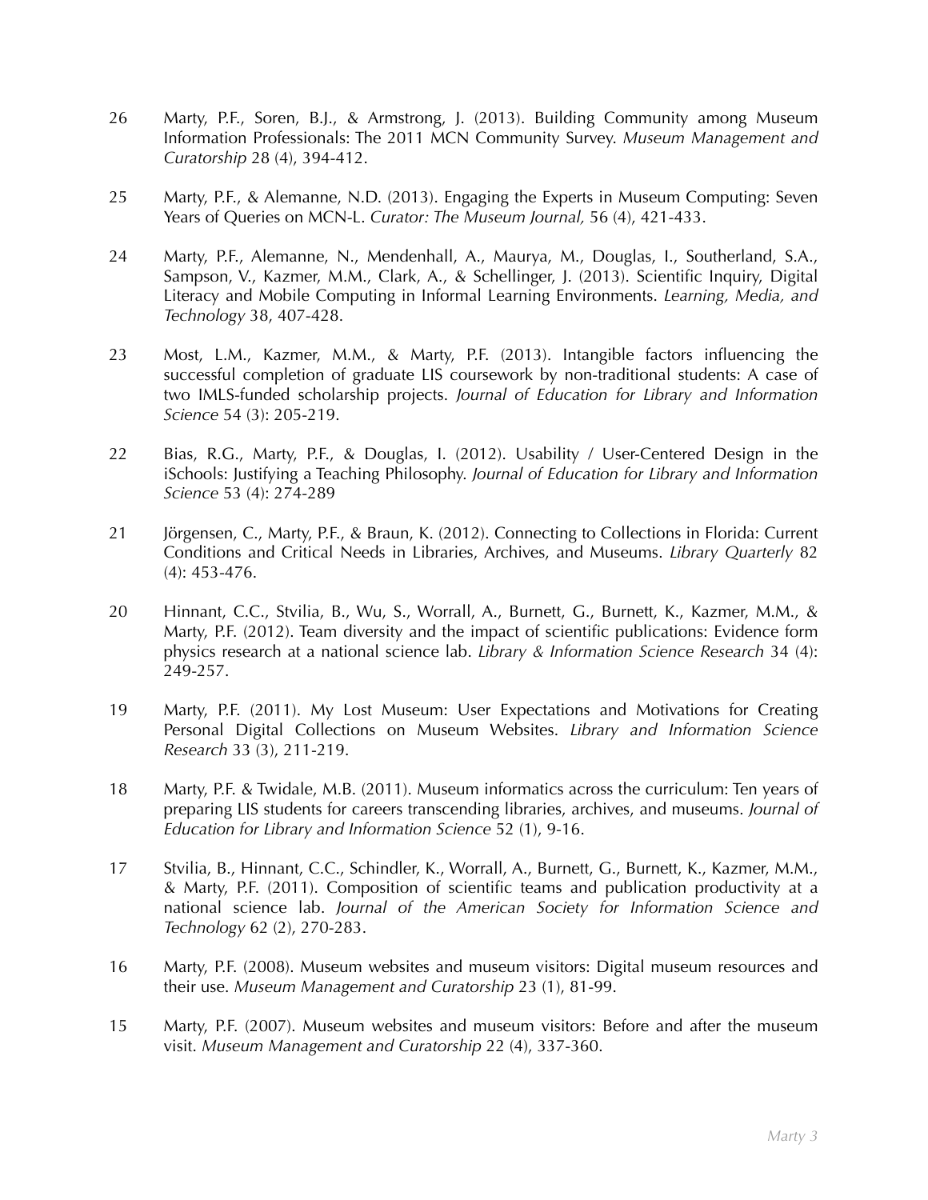26 Marty, P.F., Soren, B.J., & Armstrong, J. (2013). Building Community among Museum Information Professionals: The 2011 MCN Community Survey. *Museum Management and Curatorship* 28 (4), 394-412.

25 Marty, P.F., & Alemanne, N.D. (2013). Engaging the Experts in Museum Computing: Seven Years of Queries on MCN-L. *Curator: The Museum Journal,* 56 (4), 421-433.

24 Marty, P.F., Alemanne, N., Mendenhall, A., Maurya, M., Douglas, I., Southerland, S.A., Sampson, V., Kazmer, M.M., Clark, A., & Schellinger, J. (2013). Scientific Inquiry, Digital Literacy and Mobile Computing in Informal Learning Environments. *Learning, Media, and Technology* 38, 407-428.

23 Most, L.M., Kazmer, M.M., & Marty, P.F. (2013). Intangible factors influencing the successful completion of graduate LIS coursework by non-traditional students: A case of two IMLS-funded scholarship projects. *Journal of Education for Library and Information Science* 54 (3): 205-219.

22 Bias, R.G., Marty, P.F., & Douglas, I. (2012). Usability / User-Centered Design in the iSchools: Justifying a Teaching Philosophy. *Journal of Education for Library and Information Science* 53 (4): 274-289

21 Jörgensen, C., Marty, P.F., & Braun, K. (2012). Connecting to Collections in Florida: Current Conditions and Critical Needs in Libraries, Archives, and Museums. *Library Quarterly* 82 (4): 453-476.

20 Hinnant, C.C., Stvilia, B., Wu, S., Worrall, A., Burnett, G., Burnett, K., Kazmer, M.M., & Marty, P.F. (2012). Team diversity and the impact of scientific publications: Evidence form physics research at a national science lab. *Library & Information Science Research* 34 (4): 249-257.

19 Marty, P.F. (2011). My Lost Museum: User Expectations and Motivations for Creating Personal Digital Collections on Museum Websites. *Library and Information Science Research* 33 (3), 211-219.

18 Marty, P.F. & Twidale, M.B. (2011). Museum informatics across the curriculum: Ten years of preparing LIS students for careers transcending libraries, archives, and museums. *Journal of Education for Library and Information Science* 52 (1), 9-16.

17 Stvilia, B., Hinnant, C.C., Schindler, K., Worrall, A., Burnett, G., Burnett, K., Kazmer, M.M., & Marty, P.F. (2011). Composition of scientific teams and publication productivity at a national science lab. *Journal of the American Society for Information Science and Technology* 62 (2), 270-283.

16 Marty, P.F. (2008). Museum websites and museum visitors: Digital museum resources and their use. *Museum Management and Curatorship* 23 (1), 81-99.

15 Marty, P.F. (2007). Museum websites and museum visitors: Before and after the museum visit. *Museum Management and Curatorship* 22 (4), 337-360.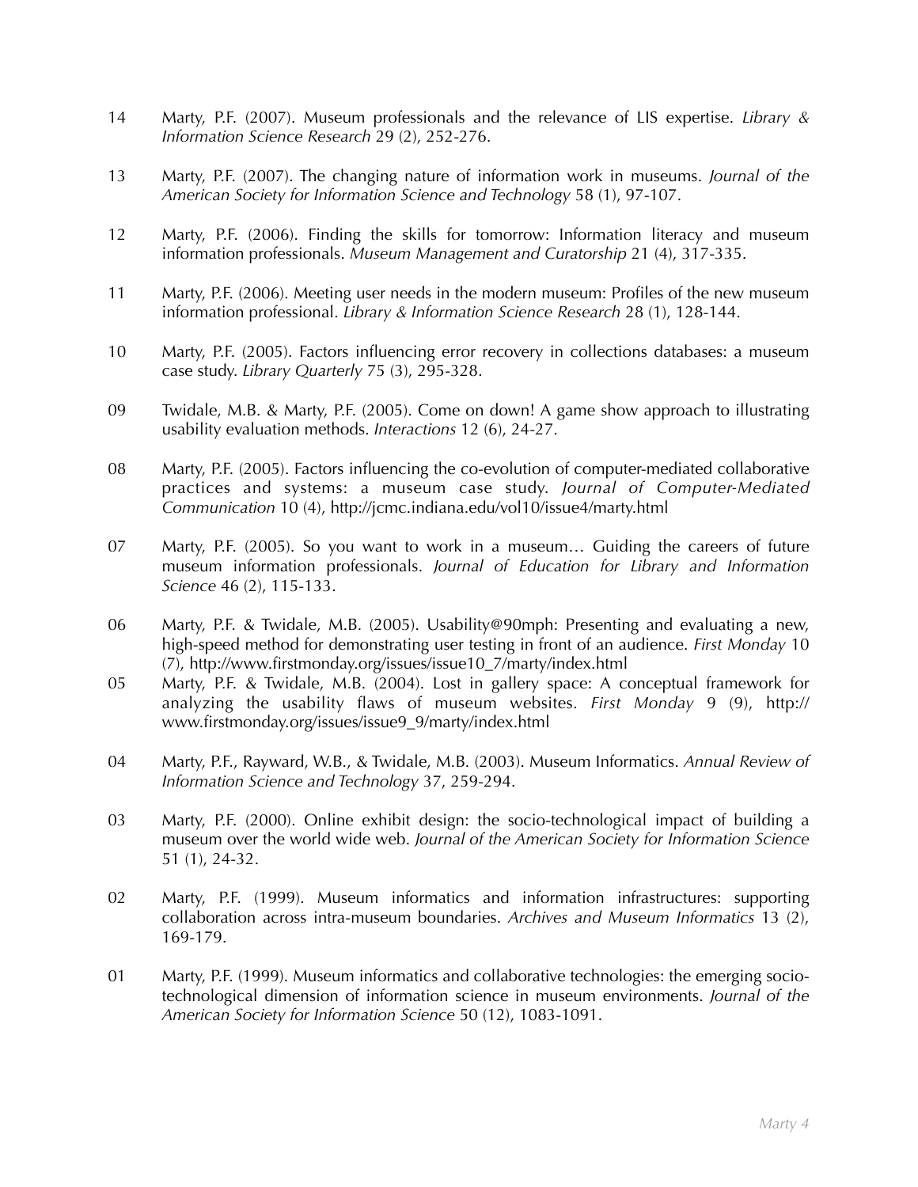14 Marty, P.F. (2007). Museum professionals and the relevance of LIS expertise. *Library & Information Science Research* 29 (2), 252-276.

13 Marty, P.F. (2007). The changing nature of information work in museums. *Journal of the American Society for Information Science and Technology* 58 (1), 97-107.

12 Marty, P.F. (2006). Finding the skills for tomorrow: Information literacy and museum information professionals. *Museum Management and Curatorship* 21 (4), 317-335.

11 Marty, P.F. (2006). Meeting user needs in the modern museum: Profiles of the new museum information professional. *Library & Information Science Research* 28 (1), 128-144.

10 Marty, P.F. (2005). Factors influencing error recovery in collections databases: a museum case study. *Library Quarterly* 75 (3), 295-328.

09 Twidale, M.B. & Marty, P.F. (2005). Come on down! A game show approach to illustrating usability evaluation methods. *Interactions* 12 (6), 24-27.

08 Marty, P.F. (2005). Factors influencing the co-evolution of computer-mediated collaborative practices and systems: a museum case study. *Journal of Computer-Mediated Communication* 10 (4), http://jcmc.indiana.edu/vol10/issue4/marty.html

07 Marty, P.F. (2005). So you want to work in a museum… Guiding the careers of future museum information professionals. *Journal of Education for Library and Information Science* 46 (2), 115-133.

06 Marty, P.F. & Twidale, M.B. (2005). Usability@90mph: Presenting and evaluating a new, high-speed method for demonstrating user testing in front of an audience. *First Monday* 10 (7), http://www.firstmonday.org/issues/issue10_7/marty/index.html

05 Marty, P.F. & Twidale, M.B. (2004). Lost in gallery space: A conceptual framework for analyzing the usability flaws of museum websites. *First Monday* 9 (9), http://www.firstmonday.org/issues/issue9_9/marty/index.html

04 Marty, P.F., Rayward, W.B., & Twidale, M.B. (2003). Museum Informatics. *Annual Review of Information Science and Technology* 37, 259-294.

03 Marty, P.F. (2000). Online exhibit design: the socio-technological impact of building a museum over the world wide web. *Journal of the American Society for Information Science* 51 (1), 24-32.

02 Marty, P.F. (1999). Museum informatics and information infrastructures: supporting collaboration across intra-museum boundaries. *Archives and Museum Informatics* 13 (2), 169-179.

01 Marty, P.F. (1999). Museum informatics and collaborative technologies: the emerging socio-technological dimension of information science in museum environments. *Journal of the American Society for Information Science* 50 (12), 1083-1091.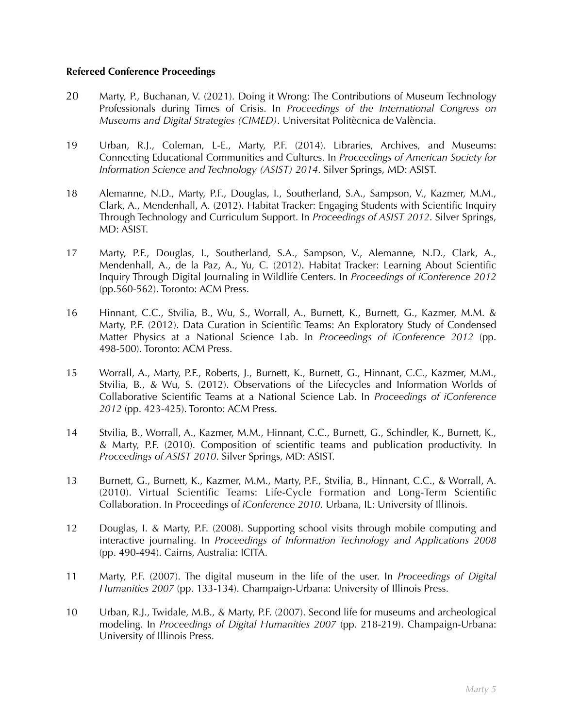**Refereed Conference Proceedings**

20 Marty, P., Buchanan, V. (2021). Doing it Wrong: The Contributions of Museum Technology Professionals during Times of Crisis. In *Proceedings of the International Congress on Museums and Digital Strategies (CIMED)*. Universitat Politècnica de València.

19 Urban, R.J., Coleman, L-E., Marty, P.F. (2014). Libraries, Archives, and Museums: Connecting Educational Communities and Cultures. In *Proceedings of American Society for Information Science and Technology (ASIST) 2014*. Silver Springs, MD: ASIST.

18 Alemanne, N.D., Marty, P.F., Douglas, I., Southerland, S.A., Sampson, V., Kazmer, M.M., Clark, A., Mendenhall, A. (2012). Habitat Tracker: Engaging Students with Scientific Inquiry Through Technology and Curriculum Support. In *Proceedings of ASIST 2012*. Silver Springs, MD: ASIST.

17 Marty, P.F., Douglas, I., Southerland, S.A., Sampson, V., Alemanne, N.D., Clark, A., Mendenhall, A., de la Paz, A., Yu, C. (2012). Habitat Tracker: Learning About Scientific Inquiry Through Digital Journaling in Wildlife Centers. In *Proceedings of iConference 2012* (pp.560-562). Toronto: ACM Press.

16 Hinnant, C.C., Stvilia, B., Wu, S., Worrall, A., Burnett, K., Burnett, G., Kazmer, M.M. & Marty, P.F. (2012). Data Curation in Scientific Teams: An Exploratory Study of Condensed Matter Physics at a National Science Lab. In *Proceedings of iConference 2012* (pp. 498-500). Toronto: ACM Press.

15 Worrall, A., Marty, P.F., Roberts, J., Burnett, K., Burnett, G., Hinnant, C.C., Kazmer, M.M., Stvilia, B., & Wu, S. (2012). Observations of the Lifecycles and Information Worlds of Collaborative Scientific Teams at a National Science Lab. In *Proceedings of iConference 2012* (pp. 423-425). Toronto: ACM Press.

14 Stvilia, B., Worrall, A., Kazmer, M.M., Hinnant, C.C., Burnett, G., Schindler, K., Burnett, K., & Marty, P.F. (2010). Composition of scientific teams and publication productivity. In *Proceedings of ASIST 2010*. Silver Springs, MD: ASIST.

13 Burnett, G., Burnett, K., Kazmer, M.M., Marty, P.F., Stvilia, B., Hinnant, C.C., & Worrall, A. (2010). Virtual Scientific Teams: Life-Cycle Formation and Long-Term Scientific Collaboration. In Proceedings of *iConference 2010*. Urbana, IL: University of Illinois.

12 Douglas, I. & Marty, P.F. (2008). Supporting school visits through mobile computing and interactive journaling. In *Proceedings of Information Technology and Applications 2008* (pp. 490-494). Cairns, Australia: ICITA.

11 Marty, P.F. (2007). The digital museum in the life of the user. In *Proceedings of Digital Humanities 2007* (pp. 133-134). Champaign-Urbana: University of Illinois Press.

10 Urban, R.J., Twidale, M.B., & Marty, P.F. (2007). Second life for museums and archeological modeling. In *Proceedings of Digital Humanities 2007* (pp. 218-219). Champaign-Urbana: University of Illinois Press.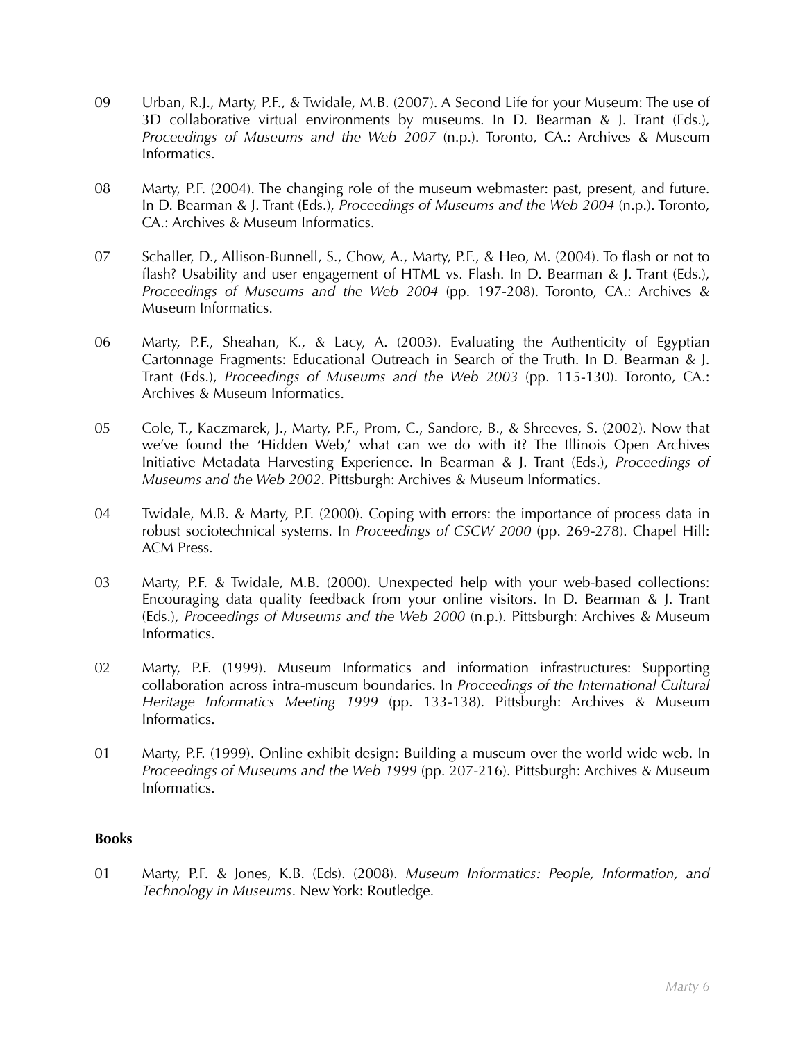09 Urban, R.J., Marty, P.F., & Twidale, M.B. (2007). A Second Life for your Museum: The use of 3D collaborative virtual environments by museums. In D. Bearman & J. Trant (Eds.), *Proceedings of Museums and the Web 2007* (n.p.). Toronto, CA.: Archives & Museum Informatics.

08 Marty, P.F. (2004). The changing role of the museum webmaster: past, present, and future. In D. Bearman & J. Trant (Eds.), *Proceedings of Museums and the Web 2004* (n.p.). Toronto, CA.: Archives & Museum Informatics.

07 Schaller, D., Allison-Bunnell, S., Chow, A., Marty, P.F., & Heo, M. (2004). To flash or not to flash? Usability and user engagement of HTML vs. Flash. In D. Bearman & J. Trant (Eds.), *Proceedings of Museums and the Web 2004* (pp. 197-208). Toronto, CA.: Archives & Museum Informatics.

06 Marty, P.F., Sheahan, K., & Lacy, A. (2003). Evaluating the Authenticity of Egyptian Cartonnage Fragments: Educational Outreach in Search of the Truth. In D. Bearman & J. Trant (Eds.), *Proceedings of Museums and the Web 2003* (pp. 115-130). Toronto, CA.: Archives & Museum Informatics.

05 Cole, T., Kaczmarek, J., Marty, P.F., Prom, C., Sandore, B., & Shreeves, S. (2002). Now that we've found the 'Hidden Web,' what can we do with it? The Illinois Open Archives Initiative Metadata Harvesting Experience. In Bearman & J. Trant (Eds.), *Proceedings of Museums and the Web 2002*. Pittsburgh: Archives & Museum Informatics.

04 Twidale, M.B. & Marty, P.F. (2000). Coping with errors: the importance of process data in robust sociotechnical systems. In *Proceedings of CSCW 2000* (pp. 269-278). Chapel Hill: ACM Press.

03 Marty, P.F. & Twidale, M.B. (2000). Unexpected help with your web-based collections: Encouraging data quality feedback from your online visitors. In D. Bearman & J. Trant (Eds.), *Proceedings of Museums and the Web 2000* (n.p.). Pittsburgh: Archives & Museum Informatics.

02 Marty, P.F. (1999). Museum Informatics and information infrastructures: Supporting collaboration across intra-museum boundaries. In *Proceedings of the International Cultural Heritage Informatics Meeting 1999* (pp. 133-138). Pittsburgh: Archives & Museum Informatics.

01 Marty, P.F. (1999). Online exhibit design: Building a museum over the world wide web. In *Proceedings of Museums and the Web 1999* (pp. 207-216). Pittsburgh: Archives & Museum Informatics.

**Books**

01 Marty, P.F. & Jones, K.B. (Eds). (2008). *Museum Informatics: People, Information, and Technology in Museums*. New York: Routledge.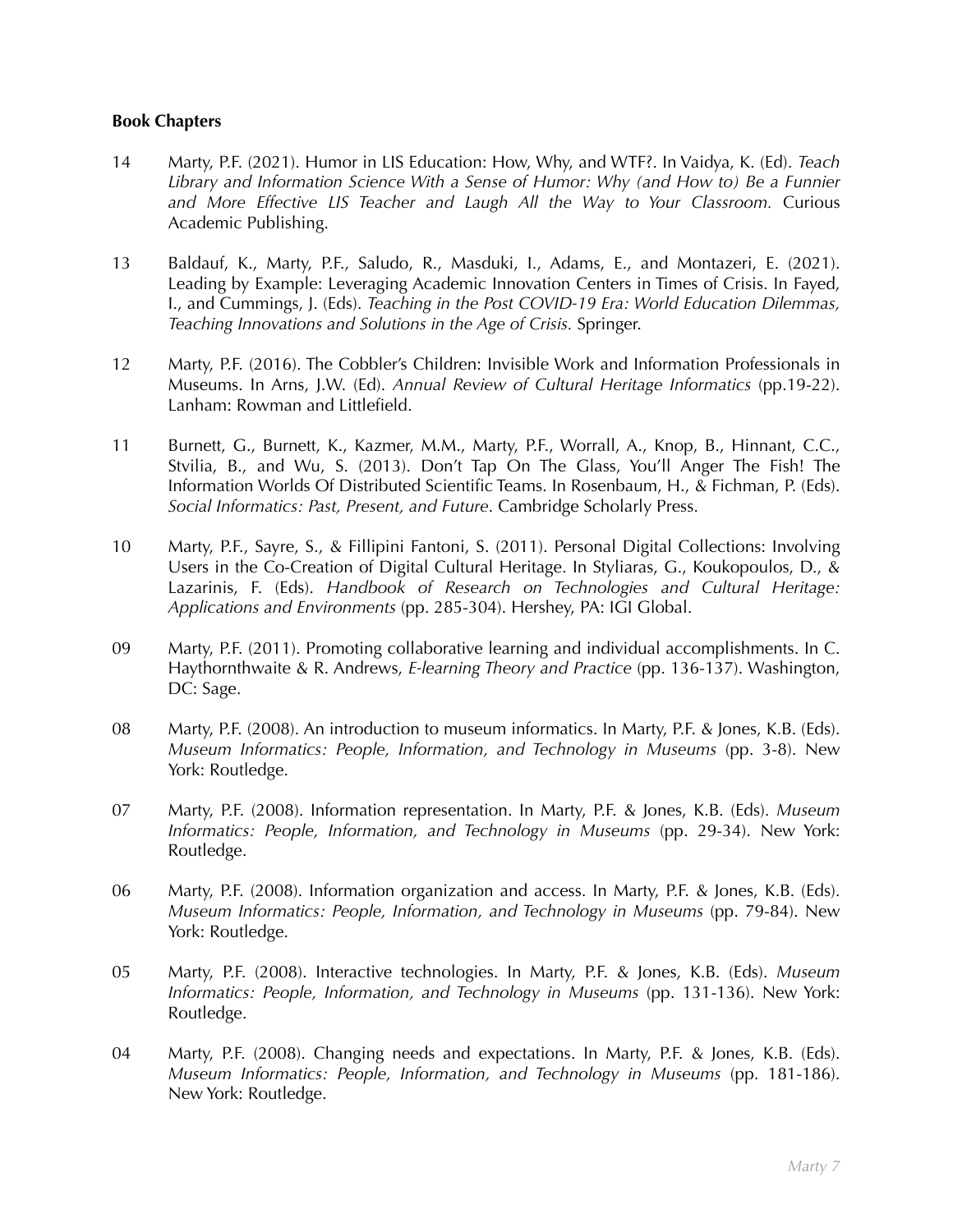**Book Chapters**

14 Marty, P.F. (2021). Humor in LIS Education: How, Why, and WTF?. In Vaidya, K. (Ed). *Teach Library and Information Science With a Sense of Humor: Why (and How to) Be a Funnier and More Effective LIS Teacher and Laugh All the Way to Your Classroom.* Curious Academic Publishing.

13 Baldauf, K., Marty, P.F., Saludo, R., Masduki, I., Adams, E., and Montazeri, E. (2021). Leading by Example: Leveraging Academic Innovation Centers in Times of Crisis. In Fayed, I., and Cummings, J. (Eds). *Teaching in the Post COVID-19 Era: World Education Dilemmas, Teaching Innovations and Solutions in the Age of Crisis.* Springer.

12 Marty, P.F. (2016). The Cobbler's Children: Invisible Work and Information Professionals in Museums. In Arns, J.W. (Ed). *Annual Review of Cultural Heritage Informatics* (pp.19-22). Lanham: Rowman and Littlefield.

11 Burnett, G., Burnett, K., Kazmer, M.M., Marty, P.F., Worrall, A., Knop, B., Hinnant, C.C., Stvilia, B., and Wu, S. (2013). Don't Tap On The Glass, You'll Anger The Fish! The Information Worlds Of Distributed Scientific Teams. In Rosenbaum, H., & Fichman, P. (Eds). *Social Informatics: Past, Present, and Future*. Cambridge Scholarly Press.

10 Marty, P.F., Sayre, S., & Fillipini Fantoni, S. (2011). Personal Digital Collections: Involving Users in the Co-Creation of Digital Cultural Heritage. In Styliaras, G., Koukopoulos, D., & Lazarinis, F. (Eds). *Handbook of Research on Technologies and Cultural Heritage: Applications and Environments* (pp. 285-304). Hershey, PA: IGI Global.

09 Marty, P.F. (2011). Promoting collaborative learning and individual accomplishments. In C. Haythornthwaite & R. Andrews, *E-learning Theory and Practice* (pp. 136-137). Washington, DC: Sage.

08 Marty, P.F. (2008). An introduction to museum informatics. In Marty, P.F. & Jones, K.B. (Eds). *Museum Informatics: People, Information, and Technology in Museums* (pp. 3-8). New York: Routledge.

07 Marty, P.F. (2008). Information representation. In Marty, P.F. & Jones, K.B. (Eds). *Museum Informatics: People, Information, and Technology in Museums* (pp. 29-34). New York: Routledge.

06 Marty, P.F. (2008). Information organization and access. In Marty, P.F. & Jones, K.B. (Eds). *Museum Informatics: People, Information, and Technology in Museums* (pp. 79-84). New York: Routledge.

05 Marty, P.F. (2008). Interactive technologies. In Marty, P.F. & Jones, K.B. (Eds). *Museum Informatics: People, Information, and Technology in Museums* (pp. 131-136). New York: Routledge.

04 Marty, P.F. (2008). Changing needs and expectations. In Marty, P.F. & Jones, K.B. (Eds). *Museum Informatics: People, Information, and Technology in Museums* (pp. 181-186). New York: Routledge.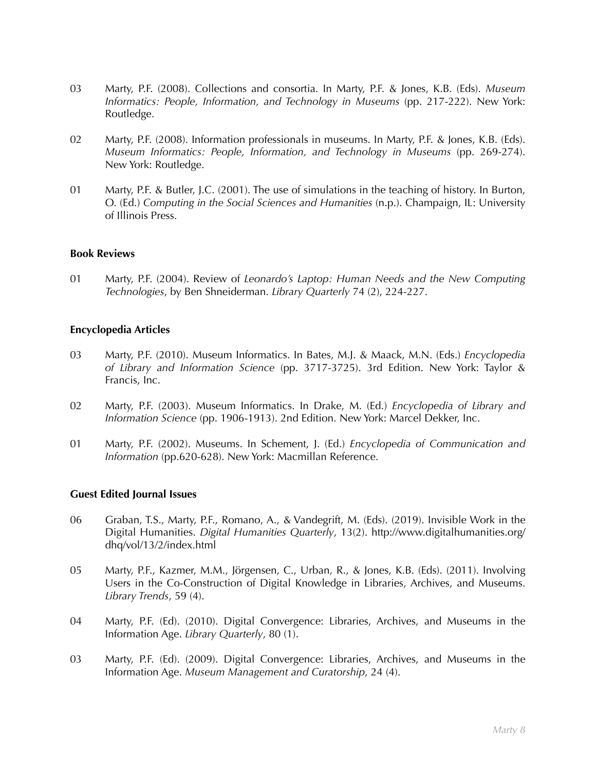03 Marty, P.F. (2008). Collections and consortia. In Marty, P.F. & Jones, K.B. (Eds). *Museum Informatics: People, Information, and Technology in Museums* (pp. 217-222). New York: Routledge.

02 Marty, P.F. (2008). Information professionals in museums. In Marty, P.F. & Jones, K.B. (Eds). *Museum Informatics: People, Information, and Technology in Museums* (pp. 269-274). New York: Routledge.

01 Marty, P.F. & Butler, J.C. (2001). The use of simulations in the teaching of history. In Burton, O. (Ed.) *Computing in the Social Sciences and Humanities* (n.p.). Champaign, IL: University of Illinois Press.

**Book Reviews**

01 Marty, P.F. (2004). Review of *Leonardo's Laptop: Human Needs and the New Computing Technologies*, by Ben Shneiderman. *Library Quarterly* 74 (2), 224-227.

**Encyclopedia Articles**

03 Marty, P.F. (2010). Museum Informatics. In Bates, M.J. & Maack, M.N. (Eds.) *Encyclopedia of Library and Information Science* (pp. 3717-3725). 3rd Edition. New York: Taylor & Francis, Inc.

02 Marty, P.F. (2003). Museum Informatics. In Drake, M. (Ed.) *Encyclopedia of Library and Information Science* (pp. 1906-1913). 2nd Edition. New York: Marcel Dekker, Inc.

01 Marty, P.F. (2002). Museums. In Schement, J. (Ed.) *Encyclopedia of Communication and Information* (pp.620-628). New York: Macmillan Reference.

**Guest Edited Journal Issues**

06 Graban, T.S., Marty, P.F., Romano, A., & Vandegrift, M. (Eds). (2019). Invisible Work in the Digital Humanities. *Digital Humanities Quarterly*, 13(2). http://www.digitalhumanities.org/dhq/vol/13/2/index.html

05 Marty, P.F., Kazmer, M.M., Jörgensen, C., Urban, R., & Jones, K.B. (Eds). (2011). Involving Users in the Co-Construction of Digital Knowledge in Libraries, Archives, and Museums. *Library Trends*, 59 (4).

04 Marty, P.F. (Ed). (2010). Digital Convergence: Libraries, Archives, and Museums in the Information Age. *Library Quarterly*, 80 (1).

03 Marty, P.F. (Ed). (2009). Digital Convergence: Libraries, Archives, and Museums in the Information Age. *Museum Management and Curatorship*, 24 (4).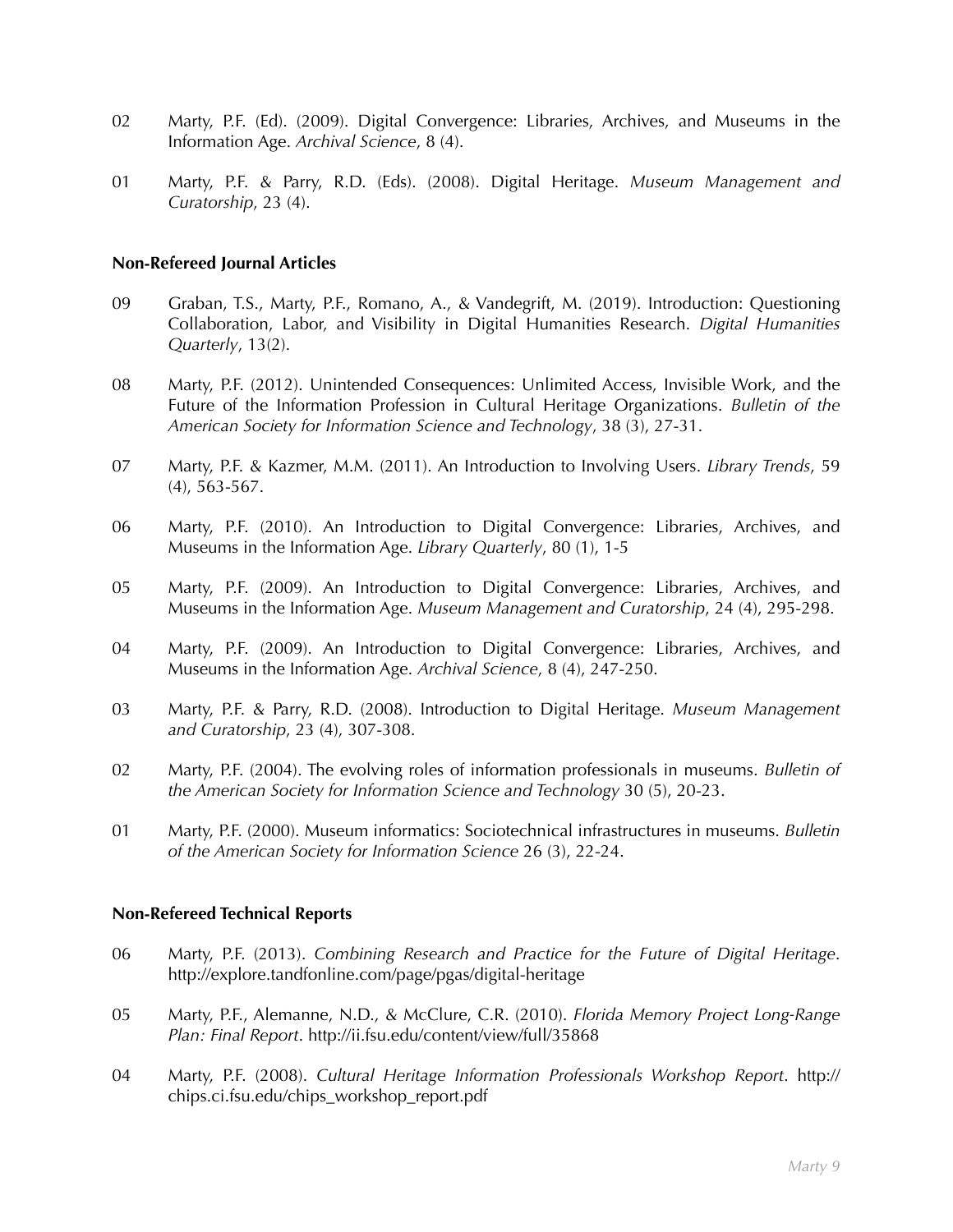02 Marty, P.F. (Ed). (2009). Digital Convergence: Libraries, Archives, and Museums in the Information Age. *Archival Science*, 8 (4).

01 Marty, P.F. & Parry, R.D. (Eds). (2008). Digital Heritage. *Museum Management and Curatorship*, 23 (4).

**Non-Refereed Journal Articles**

09 Graban, T.S., Marty, P.F., Romano, A., & Vandegrift, M. (2019). Introduction: Questioning Collaboration, Labor, and Visibility in Digital Humanities Research. *Digital Humanities Quarterly*, 13(2).

08 Marty, P.F. (2012). Unintended Consequences: Unlimited Access, Invisible Work, and the Future of the Information Profession in Cultural Heritage Organizations. *Bulletin of the American Society for Information Science and Technology*, 38 (3), 27-31.

07 Marty, P.F. & Kazmer, M.M. (2011). An Introduction to Involving Users. *Library Trends*, 59 (4), 563-567.

06 Marty, P.F. (2010). An Introduction to Digital Convergence: Libraries, Archives, and Museums in the Information Age. *Library Quarterly*, 80 (1), 1-5

05 Marty, P.F. (2009). An Introduction to Digital Convergence: Libraries, Archives, and Museums in the Information Age. *Museum Management and Curatorship*, 24 (4), 295-298.

04 Marty, P.F. (2009). An Introduction to Digital Convergence: Libraries, Archives, and Museums in the Information Age. *Archival Science*, 8 (4), 247-250.

03 Marty, P.F. & Parry, R.D. (2008). Introduction to Digital Heritage. *Museum Management and Curatorship*, 23 (4), 307-308.

02 Marty, P.F. (2004). The evolving roles of information professionals in museums. *Bulletin of the American Society for Information Science and Technology* 30 (5), 20-23.

01 Marty, P.F. (2000). Museum informatics: Sociotechnical infrastructures in museums. *Bulletin of the American Society for Information Science* 26 (3), 22-24.

**Non-Refereed Technical Reports**

06 Marty, P.F. (2013). *Combining Research and Practice for the Future of Digital Heritage*. http://explore.tandfonline.com/page/pgas/digital-heritage

05 Marty, P.F., Alemanne, N.D., & McClure, C.R. (2010). *Florida Memory Project Long-Range Plan: Final Report*. http://ii.fsu.edu/content/view/full/35868

04 Marty, P.F. (2008). *Cultural Heritage Information Professionals Workshop Report*. http://chips.ci.fsu.edu/chips_workshop_report.pdf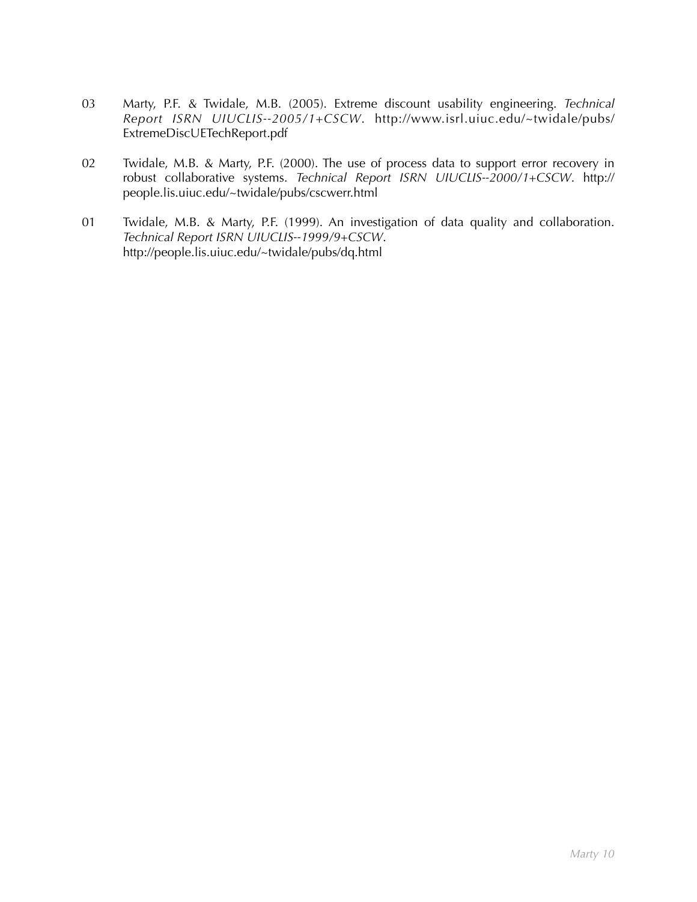03 Marty, P.F. & Twidale, M.B. (2005). Extreme discount usability engineering. *Technical Report ISRN UIUCLIS--2005/1+CSCW*. http://www.isrl.uiuc.edu/~twidale/pubs/ExtremeDiscUETechReport.pdf

02 Twidale, M.B. & Marty, P.F. (2000). The use of process data to support error recovery in robust collaborative systems. *Technical Report ISRN UIUCLIS--2000/1+CSCW*. http://people.lis.uiuc.edu/~twidale/pubs/cscwerr.html

01 Twidale, M.B. & Marty, P.F. (1999). An investigation of data quality and collaboration. *Technical Report ISRN UIUCLIS--1999/9+CSCW*. http://people.lis.uiuc.edu/~twidale/pubs/dq.html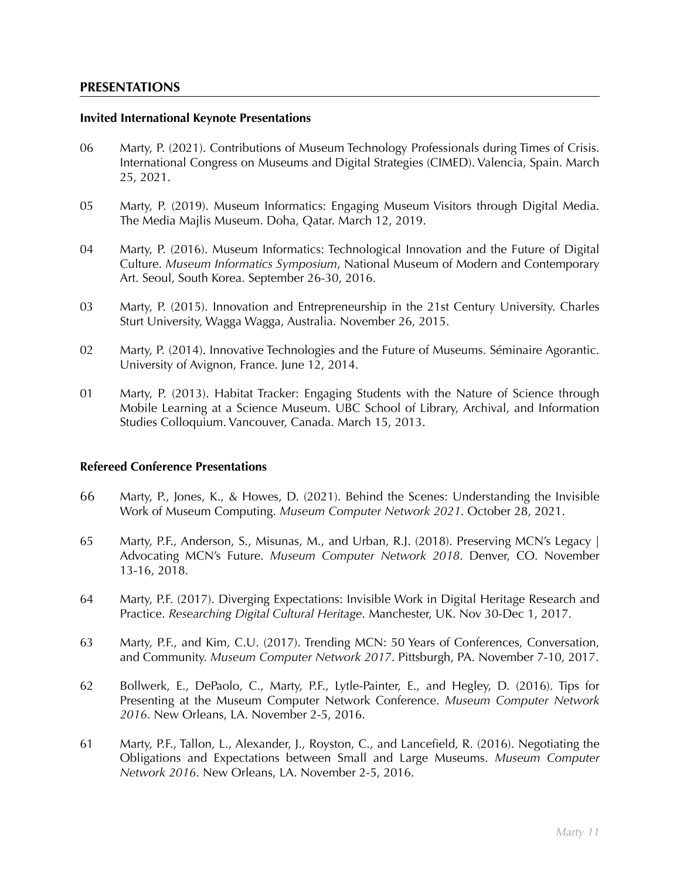## PRESENTATIONS

### Invited International Keynote Presentations

06 Marty, P. (2021). Contributions of Museum Technology Professionals during Times of Crisis. International Congress on Museums and Digital Strategies (CIMED). Valencia, Spain. March 25, 2021.

05 Marty, P. (2019). Museum Informatics: Engaging Museum Visitors through Digital Media. The Media Majlis Museum. Doha, Qatar. March 12, 2019.

04 Marty, P. (2016). Museum Informatics: Technological Innovation and the Future of Digital Culture. *Museum Informatics Symposium*, National Museum of Modern and Contemporary Art. Seoul, South Korea. September 26-30, 2016.

03 Marty, P. (2015). Innovation and Entrepreneurship in the 21st Century University. Charles Sturt University, Wagga Wagga, Australia. November 26, 2015.

02 Marty, P. (2014). Innovative Technologies and the Future of Museums. Séminaire Agorantic. University of Avignon, France. June 12, 2014.

01 Marty, P. (2013). Habitat Tracker: Engaging Students with the Nature of Science through Mobile Learning at a Science Museum. UBC School of Library, Archival, and Information Studies Colloquium. Vancouver, Canada. March 15, 2013.

### Refereed Conference Presentations

66 Marty, P., Jones, K., & Howes, D. (2021). Behind the Scenes: Understanding the Invisible Work of Museum Computing. *Museum Computer Network 2021*. October 28, 2021.

65 Marty, P.F., Anderson, S., Misunas, M., and Urban, R.J. (2018). Preserving MCN's Legacy | Advocating MCN's Future. *Museum Computer Network 2018*. Denver, CO. November 13-16, 2018.

64 Marty, P.F. (2017). Diverging Expectations: Invisible Work in Digital Heritage Research and Practice. *Researching Digital Cultural Heritage*. Manchester, UK. Nov 30-Dec 1, 2017.

63 Marty, P.F., and Kim, C.U. (2017). Trending MCN: 50 Years of Conferences, Conversation, and Community. *Museum Computer Network 2017*. Pittsburgh, PA. November 7-10, 2017.

62 Bollwerk, E., DePaolo, C., Marty, P.F., Lytle-Painter, E., and Hegley, D. (2016). Tips for Presenting at the Museum Computer Network Conference. *Museum Computer Network 2016*. New Orleans, LA. November 2-5, 2016.

61 Marty, P.F., Tallon, L., Alexander, J., Royston, C., and Lancefield, R. (2016). Negotiating the Obligations and Expectations between Small and Large Museums. *Museum Computer Network 2016*. New Orleans, LA. November 2-5, 2016.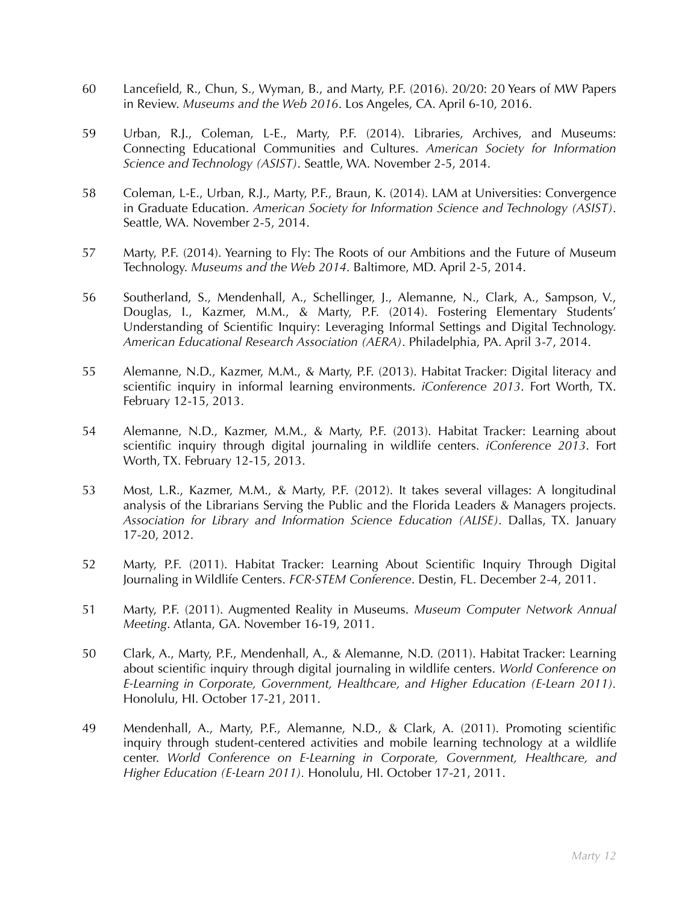60 Lancefield, R., Chun, S., Wyman, B., and Marty, P.F. (2016). 20/20: 20 Years of MW Papers in Review. *Museums and the Web 2016*. Los Angeles, CA. April 6-10, 2016.

59 Urban, R.J., Coleman, L-E., Marty, P.F. (2014). Libraries, Archives, and Museums: Connecting Educational Communities and Cultures. *American Society for Information Science and Technology (ASIST)*. Seattle, WA. November 2-5, 2014.

58 Coleman, L-E., Urban, R.J., Marty, P.F., Braun, K. (2014). LAM at Universities: Convergence in Graduate Education. *American Society for Information Science and Technology (ASIST)*. Seattle, WA. November 2-5, 2014.

57 Marty, P.F. (2014). Yearning to Fly: The Roots of our Ambitions and the Future of Museum Technology. *Museums and the Web 2014*. Baltimore, MD. April 2-5, 2014.

56 Southerland, S., Mendenhall, A., Schellinger, J., Alemanne, N., Clark, A., Sampson, V., Douglas, I., Kazmer, M.M., & Marty, P.F. (2014). Fostering Elementary Students' Understanding of Scientific Inquiry: Leveraging Informal Settings and Digital Technology. *American Educational Research Association (AERA)*. Philadelphia, PA. April 3-7, 2014.

55 Alemanne, N.D., Kazmer, M.M., & Marty, P.F. (2013). Habitat Tracker: Digital literacy and scientific inquiry in informal learning environments. *iConference 2013*. Fort Worth, TX. February 12-15, 2013.

54 Alemanne, N.D., Kazmer, M.M., & Marty, P.F. (2013). Habitat Tracker: Learning about scientific inquiry through digital journaling in wildlife centers. *iConference 2013*. Fort Worth, TX. February 12-15, 2013.

53 Most, L.R., Kazmer, M.M., & Marty, P.F. (2012). It takes several villages: A longitudinal analysis of the Librarians Serving the Public and the Florida Leaders & Managers projects. *Association for Library and Information Science Education (ALISE)*. Dallas, TX. January 17-20, 2012.

52 Marty, P.F. (2011). Habitat Tracker: Learning About Scientific Inquiry Through Digital Journaling in Wildlife Centers. *FCR-STEM Conference*. Destin, FL. December 2-4, 2011.

51 Marty, P.F. (2011). Augmented Reality in Museums. *Museum Computer Network Annual Meeting*. Atlanta, GA. November 16-19, 2011.

50 Clark, A., Marty, P.F., Mendenhall, A., & Alemanne, N.D. (2011). Habitat Tracker: Learning about scientific inquiry through digital journaling in wildlife centers. *World Conference on E-Learning in Corporate, Government, Healthcare, and Higher Education (E-Learn 2011).* Honolulu, HI. October 17-21, 2011.

49 Mendenhall, A., Marty, P.F., Alemanne, N.D., & Clark, A. (2011). Promoting scientific inquiry through student-centered activities and mobile learning technology at a wildlife center. *World Conference on E-Learning in Corporate, Government, Healthcare, and Higher Education (E-Learn 2011).* Honolulu, HI. October 17-21, 2011.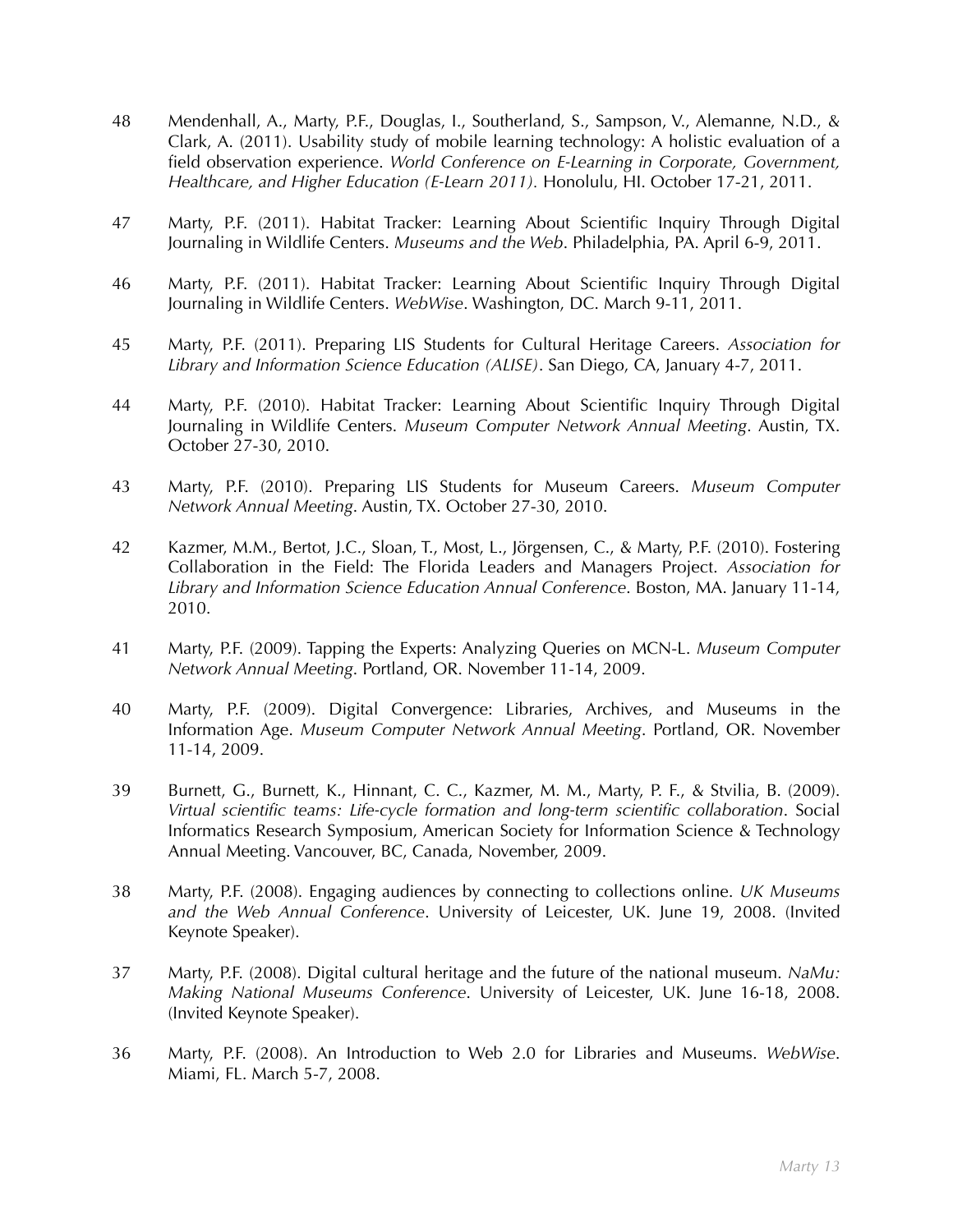48 Mendenhall, A., Marty, P.F., Douglas, I., Southerland, S., Sampson, V., Alemanne, N.D., & Clark, A. (2011). Usability study of mobile learning technology: A holistic evaluation of a field observation experience. *World Conference on E-Learning in Corporate, Government, Healthcare, and Higher Education (E-Learn 2011)*. Honolulu, HI. October 17-21, 2011.

47 Marty, P.F. (2011). Habitat Tracker: Learning About Scientific Inquiry Through Digital Journaling in Wildlife Centers. *Museums and the Web*. Philadelphia, PA. April 6-9, 2011.

46 Marty, P.F. (2011). Habitat Tracker: Learning About Scientific Inquiry Through Digital Journaling in Wildlife Centers. *WebWise*. Washington, DC. March 9-11, 2011.

45 Marty, P.F. (2011). Preparing LIS Students for Cultural Heritage Careers. *Association for Library and Information Science Education (ALISE)*. San Diego, CA, January 4-7, 2011.

44 Marty, P.F. (2010). Habitat Tracker: Learning About Scientific Inquiry Through Digital Journaling in Wildlife Centers. *Museum Computer Network Annual Meeting*. Austin, TX. October 27-30, 2010.

43 Marty, P.F. (2010). Preparing LIS Students for Museum Careers. *Museum Computer Network Annual Meeting*. Austin, TX. October 27-30, 2010.

42 Kazmer, M.M., Bertot, J.C., Sloan, T., Most, L., Jörgensen, C., & Marty, P.F. (2010). Fostering Collaboration in the Field: The Florida Leaders and Managers Project. *Association for Library and Information Science Education Annual Conference*. Boston, MA. January 11-14, 2010.

41 Marty, P.F. (2009). Tapping the Experts: Analyzing Queries on MCN-L. *Museum Computer Network Annual Meeting*. Portland, OR. November 11-14, 2009.

40 Marty, P.F. (2009). Digital Convergence: Libraries, Archives, and Museums in the Information Age. *Museum Computer Network Annual Meeting*. Portland, OR. November 11-14, 2009.

39 Burnett, G., Burnett, K., Hinnant, C. C., Kazmer, M. M., Marty, P. F., & Stvilia, B. (2009). *Virtual scientific teams: Life-cycle formation and long-term scientific collaboration*. Social Informatics Research Symposium, American Society for Information Science & Technology Annual Meeting. Vancouver, BC, Canada, November, 2009.

38 Marty, P.F. (2008). Engaging audiences by connecting to collections online. *UK Museums and the Web Annual Conference*. University of Leicester, UK. June 19, 2008. (Invited Keynote Speaker).

37 Marty, P.F. (2008). Digital cultural heritage and the future of the national museum. *NaMu: Making National Museums Conference*. University of Leicester, UK. June 16-18, 2008. (Invited Keynote Speaker).

36 Marty, P.F. (2008). An Introduction to Web 2.0 for Libraries and Museums. *WebWise*. Miami, FL. March 5-7, 2008.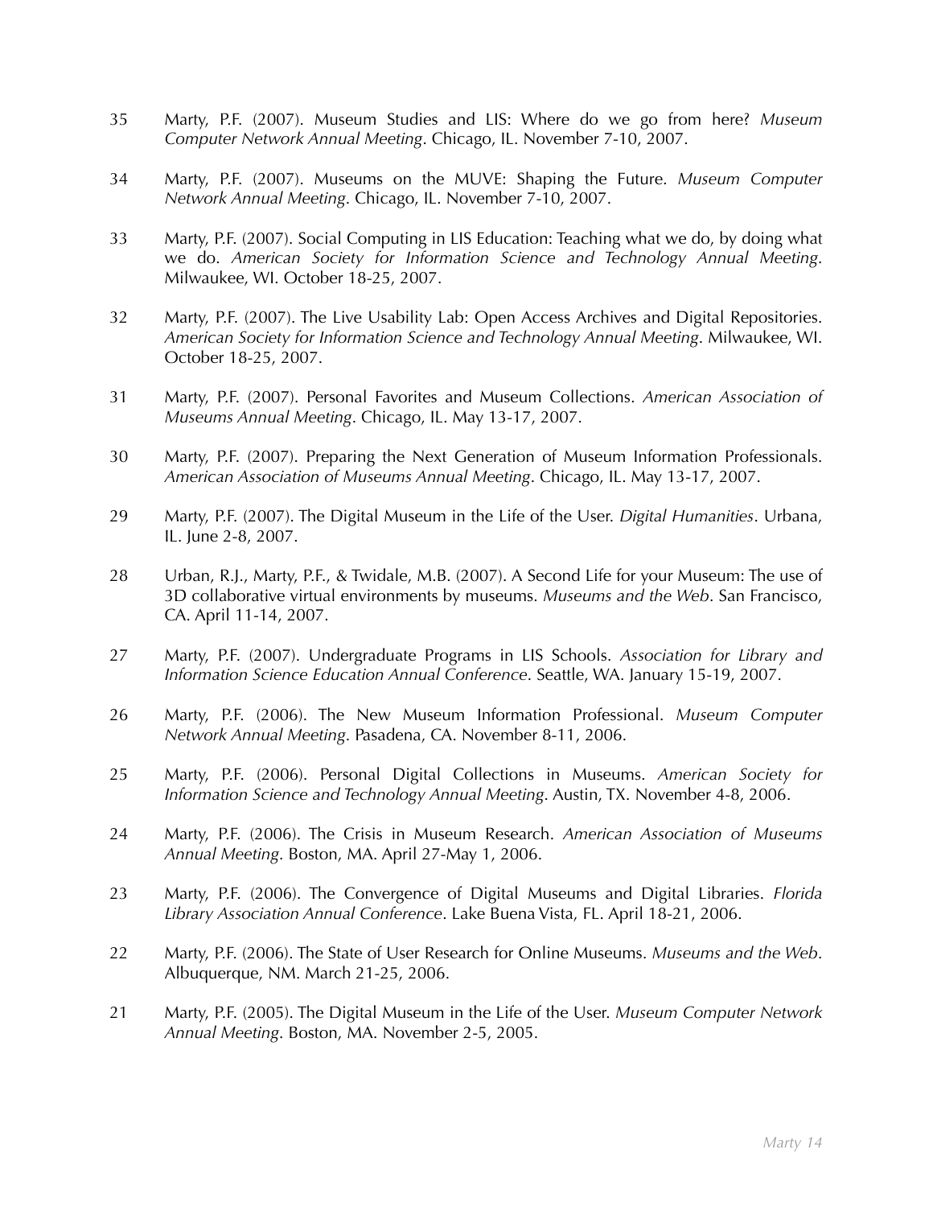35 Marty, P.F. (2007). Museum Studies and LIS: Where do we go from here? *Museum Computer Network Annual Meeting*. Chicago, IL. November 7-10, 2007.

34 Marty, P.F. (2007). Museums on the MUVE: Shaping the Future. *Museum Computer Network Annual Meeting*. Chicago, IL. November 7-10, 2007.

33 Marty, P.F. (2007). Social Computing in LIS Education: Teaching what we do, by doing what we do. *American Society for Information Science and Technology Annual Meeting*. Milwaukee, WI. October 18-25, 2007.

32 Marty, P.F. (2007). The Live Usability Lab: Open Access Archives and Digital Repositories. *American Society for Information Science and Technology Annual Meeting*. Milwaukee, WI. October 18-25, 2007.

31 Marty, P.F. (2007). Personal Favorites and Museum Collections. *American Association of Museums Annual Meeting*. Chicago, IL. May 13-17, 2007.

30 Marty, P.F. (2007). Preparing the Next Generation of Museum Information Professionals. *American Association of Museums Annual Meeting*. Chicago, IL. May 13-17, 2007.

29 Marty, P.F. (2007). The Digital Museum in the Life of the User. *Digital Humanities*. Urbana, IL. June 2-8, 2007.

28 Urban, R.J., Marty, P.F., & Twidale, M.B. (2007). A Second Life for your Museum: The use of 3D collaborative virtual environments by museums. *Museums and the Web*. San Francisco, CA. April 11-14, 2007.

27 Marty, P.F. (2007). Undergraduate Programs in LIS Schools. *Association for Library and Information Science Education Annual Conference*. Seattle, WA. January 15-19, 2007.

26 Marty, P.F. (2006). The New Museum Information Professional. *Museum Computer Network Annual Meeting*. Pasadena, CA. November 8-11, 2006.

25 Marty, P.F. (2006). Personal Digital Collections in Museums. *American Society for Information Science and Technology Annual Meeting*. Austin, TX. November 4-8, 2006.

24 Marty, P.F. (2006). The Crisis in Museum Research. *American Association of Museums Annual Meeting*. Boston, MA. April 27-May 1, 2006.

23 Marty, P.F. (2006). The Convergence of Digital Museums and Digital Libraries. *Florida Library Association Annual Conference*. Lake Buena Vista, FL. April 18-21, 2006.

22 Marty, P.F. (2006). The State of User Research for Online Museums. *Museums and the Web*. Albuquerque, NM. March 21-25, 2006.

21 Marty, P.F. (2005). The Digital Museum in the Life of the User. *Museum Computer Network Annual Meeting*. Boston, MA. November 2-5, 2005.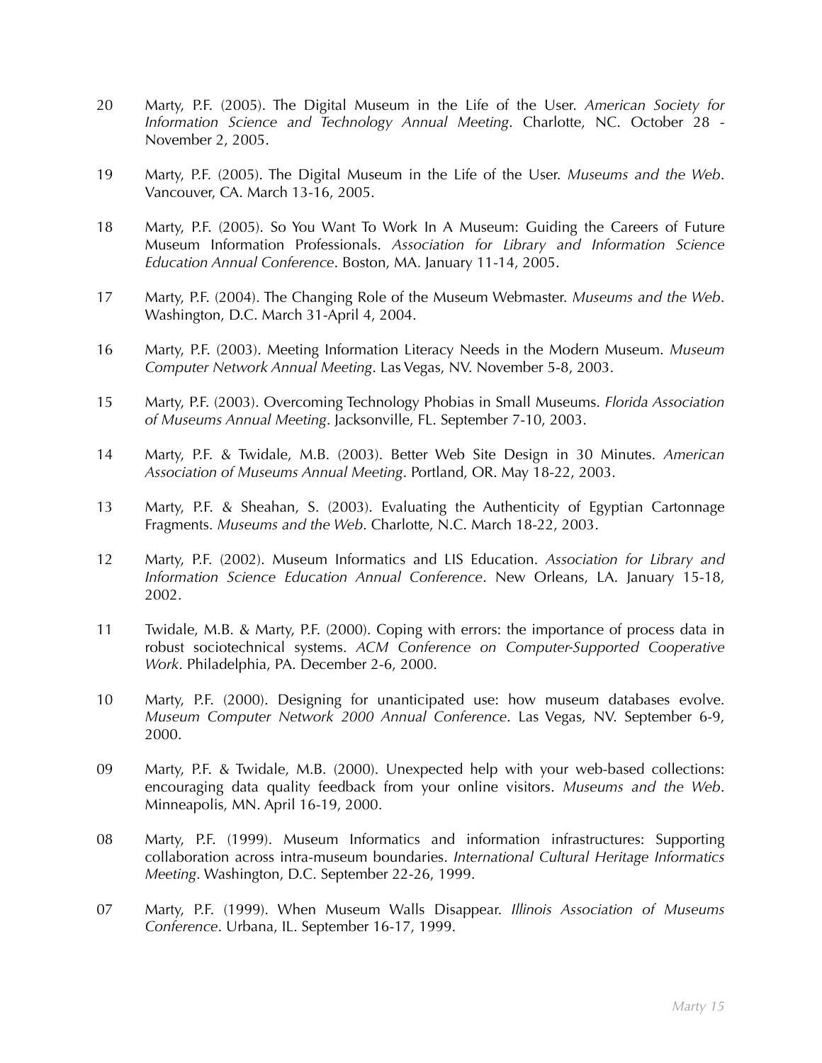20 Marty, P.F. (2005). The Digital Museum in the Life of the User. *American Society for Information Science and Technology Annual Meeting*. Charlotte, NC. October 28 - November 2, 2005.

19 Marty, P.F. (2005). The Digital Museum in the Life of the User. *Museums and the Web*. Vancouver, CA. March 13-16, 2005.

18 Marty, P.F. (2005). So You Want To Work In A Museum: Guiding the Careers of Future Museum Information Professionals. *Association for Library and Information Science Education Annual Conference*. Boston, MA. January 11-14, 2005.

17 Marty, P.F. (2004). The Changing Role of the Museum Webmaster. *Museums and the Web*. Washington, D.C. March 31-April 4, 2004.

16 Marty, P.F. (2003). Meeting Information Literacy Needs in the Modern Museum. *Museum Computer Network Annual Meeting*. Las Vegas, NV. November 5-8, 2003.

15 Marty, P.F. (2003). Overcoming Technology Phobias in Small Museums. *Florida Association of Museums Annual Meeting*. Jacksonville, FL. September 7-10, 2003.

14 Marty, P.F. & Twidale, M.B. (2003). Better Web Site Design in 30 Minutes. *American Association of Museums Annual Meeting*. Portland, OR. May 18-22, 2003.

13 Marty, P.F. & Sheahan, S. (2003). Evaluating the Authenticity of Egyptian Cartonnage Fragments. *Museums and the Web*. Charlotte, N.C. March 18-22, 2003.

12 Marty, P.F. (2002). Museum Informatics and LIS Education. *Association for Library and Information Science Education Annual Conference*. New Orleans, LA. January 15-18, 2002.

11 Twidale, M.B. & Marty, P.F. (2000). Coping with errors: the importance of process data in robust sociotechnical systems. *ACM Conference on Computer-Supported Cooperative Work*. Philadelphia, PA. December 2-6, 2000.

10 Marty, P.F. (2000). Designing for unanticipated use: how museum databases evolve. *Museum Computer Network 2000 Annual Conference*. Las Vegas, NV. September 6-9, 2000.

09 Marty, P.F. & Twidale, M.B. (2000). Unexpected help with your web-based collections: encouraging data quality feedback from your online visitors. *Museums and the Web*. Minneapolis, MN. April 16-19, 2000.

08 Marty, P.F. (1999). Museum Informatics and information infrastructures: Supporting collaboration across intra-museum boundaries. *International Cultural Heritage Informatics Meeting*. Washington, D.C. September 22-26, 1999.

07 Marty, P.F. (1999). When Museum Walls Disappear. *Illinois Association of Museums Conference*. Urbana, IL. September 16-17, 1999.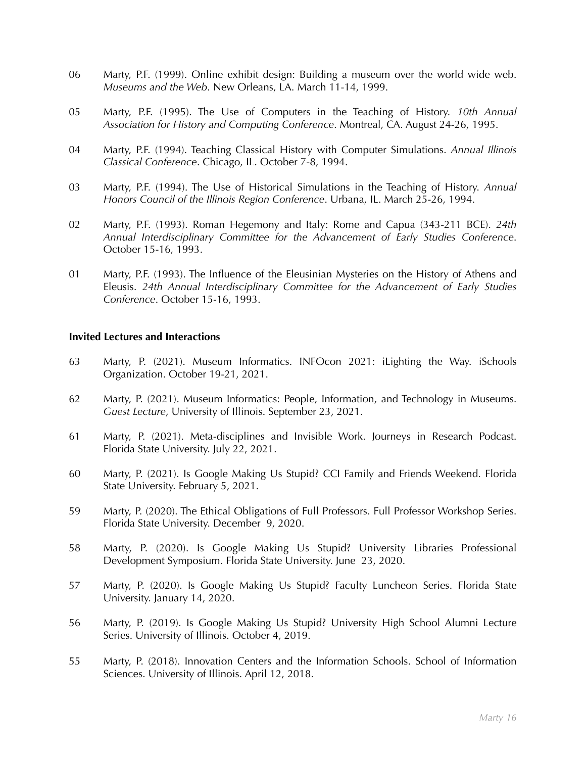06 Marty, P.F. (1999). Online exhibit design: Building a museum over the world wide web. *Museums and the Web*. New Orleans, LA. March 11-14, 1999.

05 Marty, P.F. (1995). The Use of Computers in the Teaching of History. *10th Annual Association for History and Computing Conference*. Montreal, CA. August 24-26, 1995.

04 Marty, P.F. (1994). Teaching Classical History with Computer Simulations. *Annual Illinois Classical Conference*. Chicago, IL. October 7-8, 1994.

03 Marty, P.F. (1994). The Use of Historical Simulations in the Teaching of History. *Annual Honors Council of the Illinois Region Conference*. Urbana, IL. March 25-26, 1994.

02 Marty, P.F. (1993). Roman Hegemony and Italy: Rome and Capua (343-211 BCE). *24th Annual Interdisciplinary Committee for the Advancement of Early Studies Conference*. October 15-16, 1993.

01 Marty, P.F. (1993). The Influence of the Eleusinian Mysteries on the History of Athens and Eleusis. *24th Annual Interdisciplinary Committee for the Advancement of Early Studies Conference*. October 15-16, 1993.

**Invited Lectures and Interactions**

63 Marty, P. (2021). Museum Informatics. INFOcon 2021: iLighting the Way. iSchools Organization. October 19-21, 2021.

62 Marty, P. (2021). Museum Informatics: People, Information, and Technology in Museums. *Guest Lecture*, University of Illinois. September 23, 2021.

61 Marty, P. (2021). Meta-disciplines and Invisible Work. Journeys in Research Podcast. Florida State University. July 22, 2021.

60 Marty, P. (2021). Is Google Making Us Stupid? CCI Family and Friends Weekend. Florida State University. February 5, 2021.

59 Marty, P. (2020). The Ethical Obligations of Full Professors. Full Professor Workshop Series. Florida State University. December 9, 2020.

58 Marty, P. (2020). Is Google Making Us Stupid? University Libraries Professional Development Symposium. Florida State University. June 23, 2020.

57 Marty, P. (2020). Is Google Making Us Stupid? Faculty Luncheon Series. Florida State University. January 14, 2020.

56 Marty, P. (2019). Is Google Making Us Stupid? University High School Alumni Lecture Series. University of Illinois. October 4, 2019.

55 Marty, P. (2018). Innovation Centers and the Information Schools. School of Information Sciences. University of Illinois. April 12, 2018.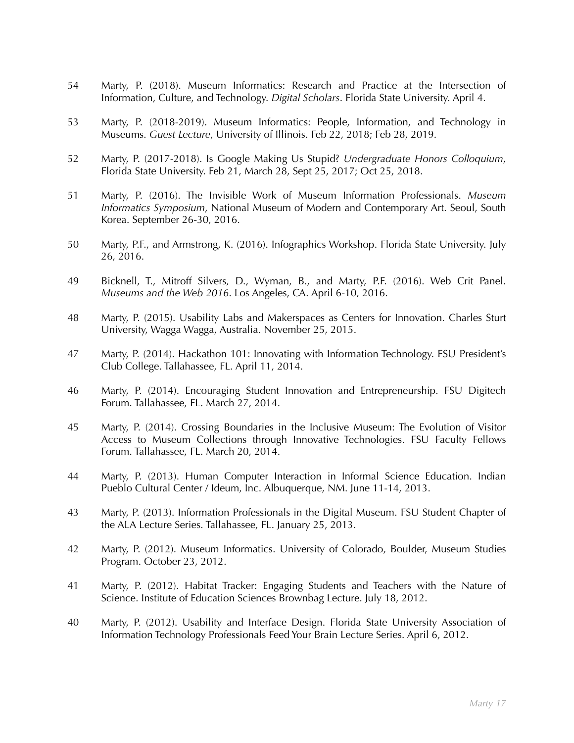54 Marty, P. (2018). Museum Informatics: Research and Practice at the Intersection of Information, Culture, and Technology. *Digital Scholars*. Florida State University. April 4.

53 Marty, P. (2018-2019). Museum Informatics: People, Information, and Technology in Museums. *Guest Lecture*, University of Illinois. Feb 22, 2018; Feb 28, 2019.

52 Marty, P. (2017-2018). Is Google Making Us Stupid? *Undergraduate Honors Colloquium*, Florida State University. Feb 21, March 28, Sept 25, 2017; Oct 25, 2018.

51 Marty, P. (2016). The Invisible Work of Museum Information Professionals. *Museum Informatics Symposium*, National Museum of Modern and Contemporary Art. Seoul, South Korea. September 26-30, 2016.

50 Marty, P.F., and Armstrong, K. (2016). Infographics Workshop. Florida State University. July 26, 2016.

49 Bicknell, T., Mitroff Silvers, D., Wyman, B., and Marty, P.F. (2016). Web Crit Panel. *Museums and the Web 2016*. Los Angeles, CA. April 6-10, 2016.

48 Marty, P. (2015). Usability Labs and Makerspaces as Centers for Innovation. Charles Sturt University, Wagga Wagga, Australia. November 25, 2015.

47 Marty, P. (2014). Hackathon 101: Innovating with Information Technology. FSU President's Club College. Tallahassee, FL. April 11, 2014.

46 Marty, P. (2014). Encouraging Student Innovation and Entrepreneurship. FSU Digitech Forum. Tallahassee, FL. March 27, 2014.

45 Marty, P. (2014). Crossing Boundaries in the Inclusive Museum: The Evolution of Visitor Access to Museum Collections through Innovative Technologies. FSU Faculty Fellows Forum. Tallahassee, FL. March 20, 2014.

44 Marty, P. (2013). Human Computer Interaction in Informal Science Education. Indian Pueblo Cultural Center / Ideum, Inc. Albuquerque, NM. June 11-14, 2013.

43 Marty, P. (2013). Information Professionals in the Digital Museum. FSU Student Chapter of the ALA Lecture Series. Tallahassee, FL. January 25, 2013.

42 Marty, P. (2012). Museum Informatics. University of Colorado, Boulder, Museum Studies Program. October 23, 2012.

41 Marty, P. (2012). Habitat Tracker: Engaging Students and Teachers with the Nature of Science. Institute of Education Sciences Brownbag Lecture. July 18, 2012.

40 Marty, P. (2012). Usability and Interface Design. Florida State University Association of Information Technology Professionals Feed Your Brain Lecture Series. April 6, 2012.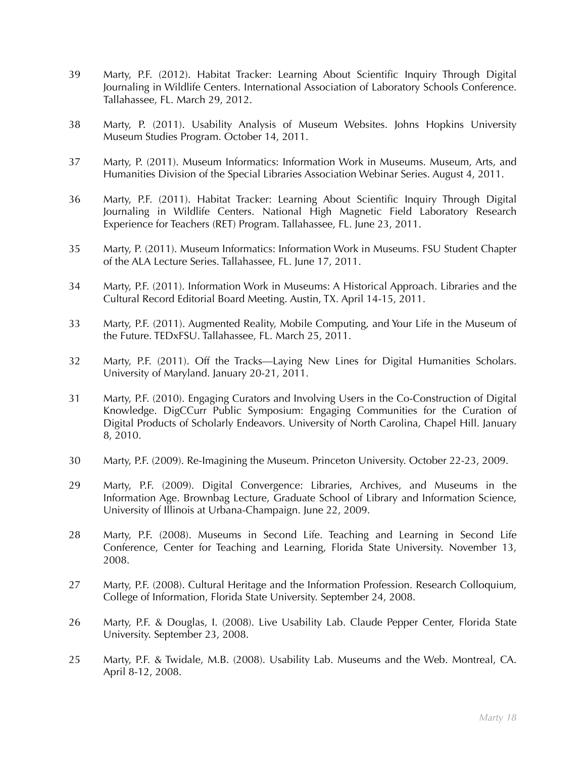39 Marty, P.F. (2012). Habitat Tracker: Learning About Scientific Inquiry Through Digital Journaling in Wildlife Centers. International Association of Laboratory Schools Conference. Tallahassee, FL. March 29, 2012.

38 Marty, P. (2011). Usability Analysis of Museum Websites. Johns Hopkins University Museum Studies Program. October 14, 2011.

37 Marty, P. (2011). Museum Informatics: Information Work in Museums. Museum, Arts, and Humanities Division of the Special Libraries Association Webinar Series. August 4, 2011.

36 Marty, P.F. (2011). Habitat Tracker: Learning About Scientific Inquiry Through Digital Journaling in Wildlife Centers. National High Magnetic Field Laboratory Research Experience for Teachers (RET) Program. Tallahassee, FL. June 23, 2011.

35 Marty, P. (2011). Museum Informatics: Information Work in Museums. FSU Student Chapter of the ALA Lecture Series. Tallahassee, FL. June 17, 2011.

34 Marty, P.F. (2011). Information Work in Museums: A Historical Approach. Libraries and the Cultural Record Editorial Board Meeting. Austin, TX. April 14-15, 2011.

33 Marty, P.F. (2011). Augmented Reality, Mobile Computing, and Your Life in the Museum of the Future. TEDxFSU. Tallahassee, FL. March 25, 2011.

32 Marty, P.F. (2011). Off the Tracks—Laying New Lines for Digital Humanities Scholars. University of Maryland. January 20-21, 2011.

31 Marty, P.F. (2010). Engaging Curators and Involving Users in the Co-Construction of Digital Knowledge. DigCCurr Public Symposium: Engaging Communities for the Curation of Digital Products of Scholarly Endeavors. University of North Carolina, Chapel Hill. January 8, 2010.

30 Marty, P.F. (2009). Re-Imagining the Museum. Princeton University. October 22-23, 2009.

29 Marty, P.F. (2009). Digital Convergence: Libraries, Archives, and Museums in the Information Age. Brownbag Lecture, Graduate School of Library and Information Science, University of Illinois at Urbana-Champaign. June 22, 2009.

28 Marty, P.F. (2008). Museums in Second Life. Teaching and Learning in Second Life Conference, Center for Teaching and Learning, Florida State University. November 13, 2008.

27 Marty, P.F. (2008). Cultural Heritage and the Information Profession. Research Colloquium, College of Information, Florida State University. September 24, 2008.

26 Marty, P.F. & Douglas, I. (2008). Live Usability Lab. Claude Pepper Center, Florida State University. September 23, 2008.

25 Marty, P.F. & Twidale, M.B. (2008). Usability Lab. Museums and the Web. Montreal, CA. April 8-12, 2008.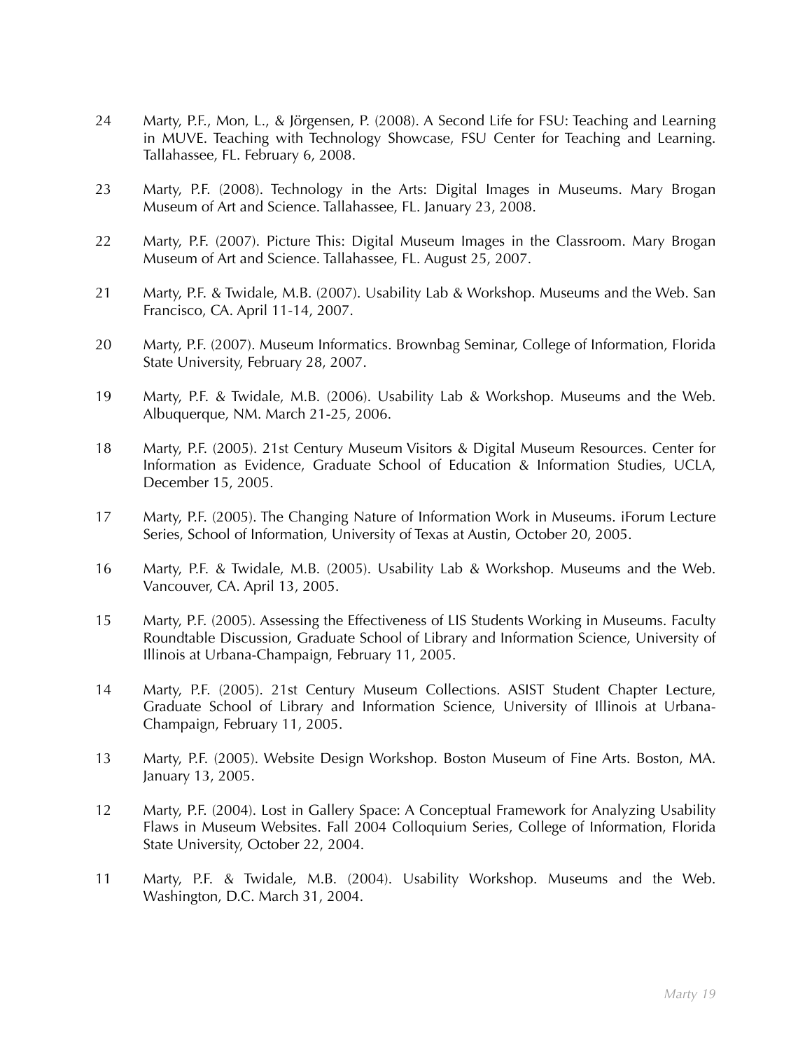24 Marty, P.F., Mon, L., & Jörgensen, P. (2008). A Second Life for FSU: Teaching and Learning in MUVE. Teaching with Technology Showcase, FSU Center for Teaching and Learning. Tallahassee, FL. February 6, 2008.

23 Marty, P.F. (2008). Technology in the Arts: Digital Images in Museums. Mary Brogan Museum of Art and Science. Tallahassee, FL. January 23, 2008.

22 Marty, P.F. (2007). Picture This: Digital Museum Images in the Classroom. Mary Brogan Museum of Art and Science. Tallahassee, FL. August 25, 2007.

21 Marty, P.F. & Twidale, M.B. (2007). Usability Lab & Workshop. Museums and the Web. San Francisco, CA. April 11-14, 2007.

20 Marty, P.F. (2007). Museum Informatics. Brownbag Seminar, College of Information, Florida State University, February 28, 2007.

19 Marty, P.F. & Twidale, M.B. (2006). Usability Lab & Workshop. Museums and the Web. Albuquerque, NM. March 21-25, 2006.

18 Marty, P.F. (2005). 21st Century Museum Visitors & Digital Museum Resources. Center for Information as Evidence, Graduate School of Education & Information Studies, UCLA, December 15, 2005.

17 Marty, P.F. (2005). The Changing Nature of Information Work in Museums. iForum Lecture Series, School of Information, University of Texas at Austin, October 20, 2005.

16 Marty, P.F. & Twidale, M.B. (2005). Usability Lab & Workshop. Museums and the Web. Vancouver, CA. April 13, 2005.

15 Marty, P.F. (2005). Assessing the Effectiveness of LIS Students Working in Museums. Faculty Roundtable Discussion, Graduate School of Library and Information Science, University of Illinois at Urbana-Champaign, February 11, 2005.

14 Marty, P.F. (2005). 21st Century Museum Collections. ASIST Student Chapter Lecture, Graduate School of Library and Information Science, University of Illinois at Urbana-Champaign, February 11, 2005.

13 Marty, P.F. (2005). Website Design Workshop. Boston Museum of Fine Arts. Boston, MA. January 13, 2005.

12 Marty, P.F. (2004). Lost in Gallery Space: A Conceptual Framework for Analyzing Usability Flaws in Museum Websites. Fall 2004 Colloquium Series, College of Information, Florida State University, October 22, 2004.

11 Marty, P.F. & Twidale, M.B. (2004). Usability Workshop. Museums and the Web. Washington, D.C. March 31, 2004.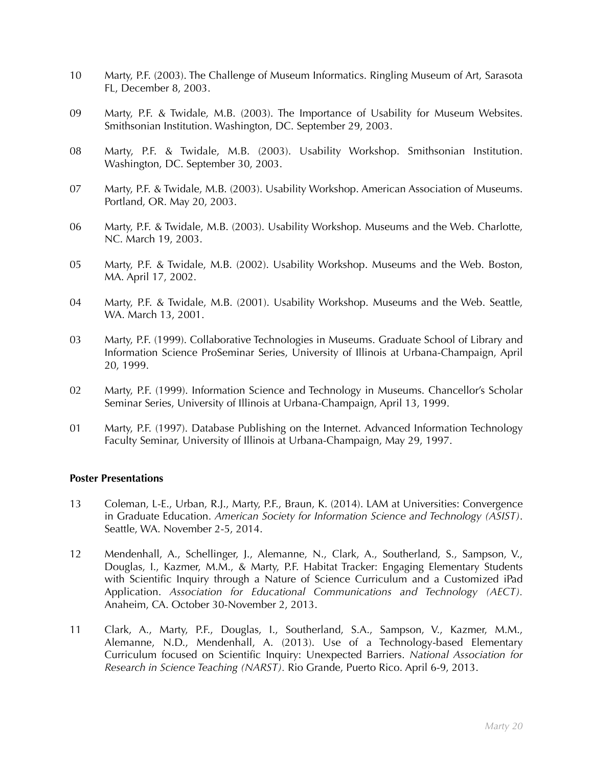10 Marty, P.F. (2003). The Challenge of Museum Informatics. Ringling Museum of Art, Sarasota FL, December 8, 2003.

09 Marty, P.F. & Twidale, M.B. (2003). The Importance of Usability for Museum Websites. Smithsonian Institution. Washington, DC. September 29, 2003.

08 Marty, P.F. & Twidale, M.B. (2003). Usability Workshop. Smithsonian Institution. Washington, DC. September 30, 2003.

07 Marty, P.F. & Twidale, M.B. (2003). Usability Workshop. American Association of Museums. Portland, OR. May 20, 2003.

06 Marty, P.F. & Twidale, M.B. (2003). Usability Workshop. Museums and the Web. Charlotte, NC. March 19, 2003.

05 Marty, P.F. & Twidale, M.B. (2002). Usability Workshop. Museums and the Web. Boston, MA. April 17, 2002.

04 Marty, P.F. & Twidale, M.B. (2001). Usability Workshop. Museums and the Web. Seattle, WA. March 13, 2001.

03 Marty, P.F. (1999). Collaborative Technologies in Museums. Graduate School of Library and Information Science ProSeminar Series, University of Illinois at Urbana-Champaign, April 20, 1999.

02 Marty, P.F. (1999). Information Science and Technology in Museums. Chancellor's Scholar Seminar Series, University of Illinois at Urbana-Champaign, April 13, 1999.

01 Marty, P.F. (1997). Database Publishing on the Internet. Advanced Information Technology Faculty Seminar, University of Illinois at Urbana-Champaign, May 29, 1997.

**Poster Presentations**

13 Coleman, L-E., Urban, R.J., Marty, P.F., Braun, K. (2014). LAM at Universities: Convergence in Graduate Education. *American Society for Information Science and Technology (ASIST)*. Seattle, WA. November 2-5, 2014.

12 Mendenhall, A., Schellinger, J., Alemanne, N., Clark, A., Southerland, S., Sampson, V., Douglas, I., Kazmer, M.M., & Marty, P.F. Habitat Tracker: Engaging Elementary Students with Scientific Inquiry through a Nature of Science Curriculum and a Customized iPad Application. *Association for Educational Communications and Technology (AECT).* Anaheim, CA. October 30-November 2, 2013.

11 Clark, A., Marty, P.F., Douglas, I., Southerland, S.A., Sampson, V., Kazmer, M.M., Alemanne, N.D., Mendenhall, A. (2013). Use of a Technology-based Elementary Curriculum focused on Scientific Inquiry: Unexpected Barriers. *National Association for Research in Science Teaching (NARST).* Rio Grande, Puerto Rico. April 6-9, 2013.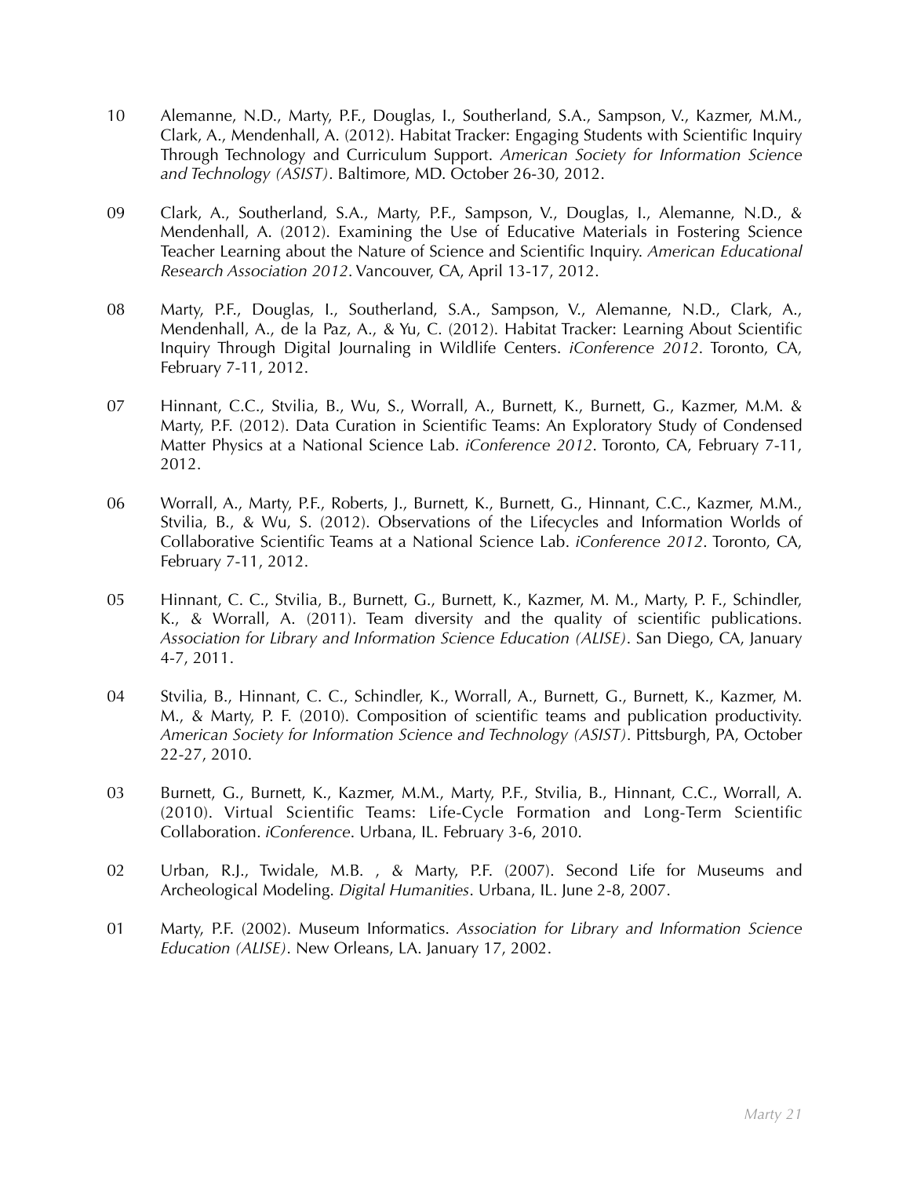10 Alemanne, N.D., Marty, P.F., Douglas, I., Southerland, S.A., Sampson, V., Kazmer, M.M., Clark, A., Mendenhall, A. (2012). Habitat Tracker: Engaging Students with Scientific Inquiry Through Technology and Curriculum Support. *American Society for Information Science and Technology (ASIST)*. Baltimore, MD. October 26-30, 2012.

09 Clark, A., Southerland, S.A., Marty, P.F., Sampson, V., Douglas, I., Alemanne, N.D., & Mendenhall, A. (2012). Examining the Use of Educative Materials in Fostering Science Teacher Learning about the Nature of Science and Scientific Inquiry. *American Educational Research Association 2012*. Vancouver, CA, April 13-17, 2012.

08 Marty, P.F., Douglas, I., Southerland, S.A., Sampson, V., Alemanne, N.D., Clark, A., Mendenhall, A., de la Paz, A., & Yu, C. (2012). Habitat Tracker: Learning About Scientific Inquiry Through Digital Journaling in Wildlife Centers. *iConference 2012*. Toronto, CA, February 7-11, 2012.

07 Hinnant, C.C., Stvilia, B., Wu, S., Worrall, A., Burnett, K., Burnett, G., Kazmer, M.M. & Marty, P.F. (2012). Data Curation in Scientific Teams: An Exploratory Study of Condensed Matter Physics at a National Science Lab. *iConference 2012*. Toronto, CA, February 7-11, 2012.

06 Worrall, A., Marty, P.F., Roberts, J., Burnett, K., Burnett, G., Hinnant, C.C., Kazmer, M.M., Stvilia, B., & Wu, S. (2012). Observations of the Lifecycles and Information Worlds of Collaborative Scientific Teams at a National Science Lab. *iConference 2012*. Toronto, CA, February 7-11, 2012.

05 Hinnant, C. C., Stvilia, B., Burnett, G., Burnett, K., Kazmer, M. M., Marty, P. F., Schindler, K., & Worrall, A. (2011). Team diversity and the quality of scientific publications. *Association for Library and Information Science Education (ALISE)*. San Diego, CA, January 4-7, 2011.

04 Stvilia, B., Hinnant, C. C., Schindler, K., Worrall, A., Burnett, G., Burnett, K., Kazmer, M. M., & Marty, P. F. (2010). Composition of scientific teams and publication productivity. *American Society for Information Science and Technology (ASIST)*. Pittsburgh, PA, October 22-27, 2010.

03 Burnett, G., Burnett, K., Kazmer, M.M., Marty, P.F., Stvilia, B., Hinnant, C.C., Worrall, A. (2010). Virtual Scientific Teams: Life-Cycle Formation and Long-Term Scientific Collaboration. *iConference*. Urbana, IL. February 3-6, 2010.

02 Urban, R.J., Twidale, M.B. , & Marty, P.F. (2007). Second Life for Museums and Archeological Modeling. *Digital Humanities*. Urbana, IL. June 2-8, 2007.

01 Marty, P.F. (2002). Museum Informatics. *Association for Library and Information Science Education (ALISE)*. New Orleans, LA. January 17, 2002.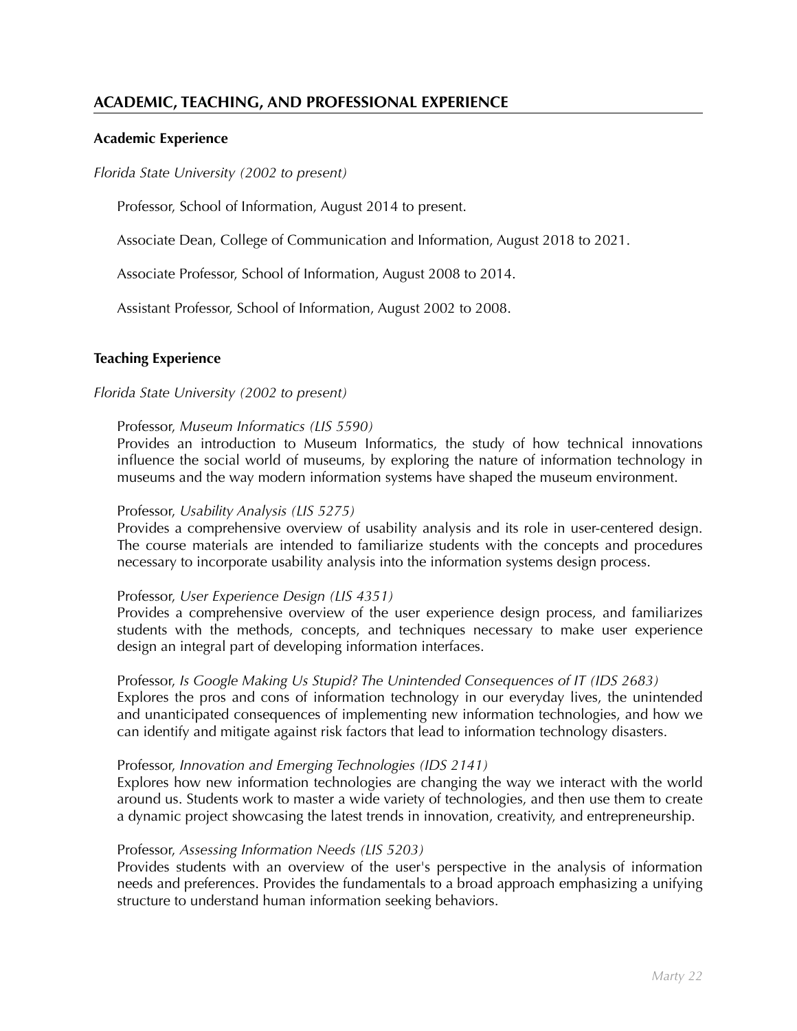## ACADEMIC, TEACHING, AND PROFESSIONAL EXPERIENCE

### Academic Experience

*Florida State University (2002 to present)*

Professor, School of Information, August 2014 to present.

Associate Dean, College of Communication and Information, August 2018 to 2021.

Associate Professor, School of Information, August 2008 to 2014.

Assistant Professor, School of Information, August 2002 to 2008.

### Teaching Experience

*Florida State University (2002 to present)*

Professor, *Museum Informatics (LIS 5590)*
Provides an introduction to Museum Informatics, the study of how technical innovations influence the social world of museums, by exploring the nature of information technology in museums and the way modern information systems have shaped the museum environment.

Professor, *Usability Analysis (LIS 5275)*
Provides a comprehensive overview of usability analysis and its role in user-centered design. The course materials are intended to familiarize students with the concepts and procedures necessary to incorporate usability analysis into the information systems design process.

Professor, *User Experience Design (LIS 4351)*
Provides a comprehensive overview of the user experience design process, and familiarizes students with the methods, concepts, and techniques necessary to make user experience design an integral part of developing information interfaces.

Professor, *Is Google Making Us Stupid? The Unintended Consequences of IT (IDS 2683)*
Explores the pros and cons of information technology in our everyday lives, the unintended and unanticipated consequences of implementing new information technologies, and how we can identify and mitigate against risk factors that lead to information technology disasters.

Professor, *Innovation and Emerging Technologies (IDS 2141)*
Explores how new information technologies are changing the way we interact with the world around us. Students work to master a wide variety of technologies, and then use them to create a dynamic project showcasing the latest trends in innovation, creativity, and entrepreneurship.

Professor, *Assessing Information Needs (LIS 5203)*
Provides students with an overview of the user's perspective in the analysis of information needs and preferences. Provides the fundamentals to a broad approach emphasizing a unifying structure to understand human information seeking behaviors.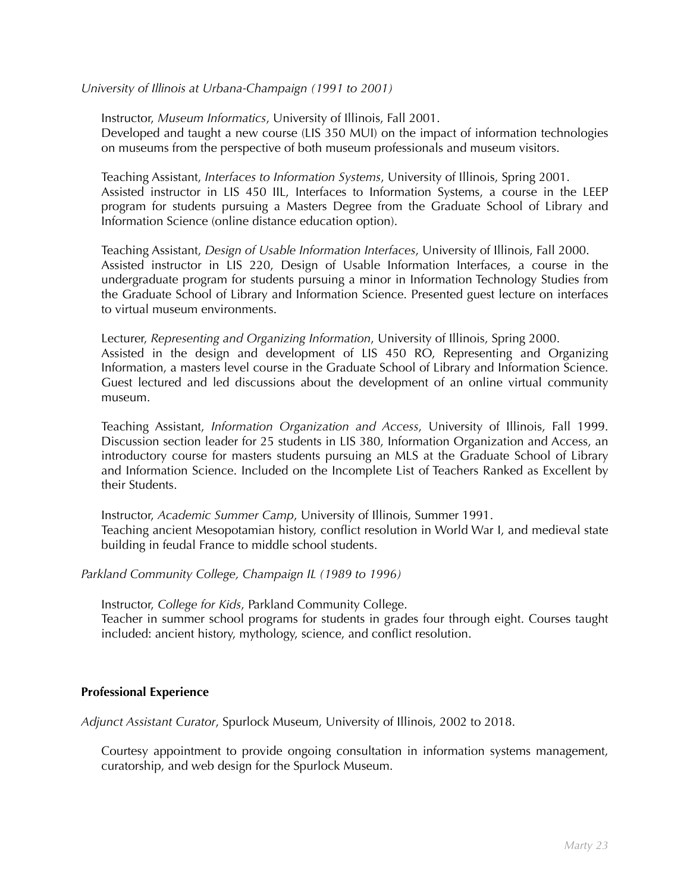*University of Illinois at Urbana-Champaign (1991 to 2001)*

Instructor, *Museum Informatics*, University of Illinois, Fall 2001.
Developed and taught a new course (LIS 350 MUI) on the impact of information technologies on museums from the perspective of both museum professionals and museum visitors.

Teaching Assistant, *Interfaces to Information Systems*, University of Illinois, Spring 2001.
Assisted instructor in LIS 450 IIL, Interfaces to Information Systems, a course in the LEEP program for students pursuing a Masters Degree from the Graduate School of Library and Information Science (online distance education option).

Teaching Assistant, *Design of Usable Information Interfaces*, University of Illinois, Fall 2000.
Assisted instructor in LIS 220, Design of Usable Information Interfaces, a course in the undergraduate program for students pursuing a minor in Information Technology Studies from the Graduate School of Library and Information Science. Presented guest lecture on interfaces to virtual museum environments.

Lecturer, *Representing and Organizing Information*, University of Illinois, Spring 2000.
Assisted in the design and development of LIS 450 RO, Representing and Organizing Information, a masters level course in the Graduate School of Library and Information Science. Guest lectured and led discussions about the development of an online virtual community museum.

Teaching Assistant, *Information Organization and Access*, University of Illinois, Fall 1999. Discussion section leader for 25 students in LIS 380, Information Organization and Access, an introductory course for masters students pursuing an MLS at the Graduate School of Library and Information Science. Included on the Incomplete List of Teachers Ranked as Excellent by their Students.

Instructor, *Academic Summer Camp*, University of Illinois, Summer 1991.
Teaching ancient Mesopotamian history, conflict resolution in World War I, and medieval state building in feudal France to middle school students.

*Parkland Community College, Champaign IL (1989 to 1996)*

Instructor, *College for Kids*, Parkland Community College.
Teacher in summer school programs for students in grades four through eight. Courses taught included: ancient history, mythology, science, and conflict resolution.

**Professional Experience**

*Adjunct Assistant Curator*, Spurlock Museum, University of Illinois, 2002 to 2018.

Courtesy appointment to provide ongoing consultation in information systems management, curatorship, and web design for the Spurlock Museum.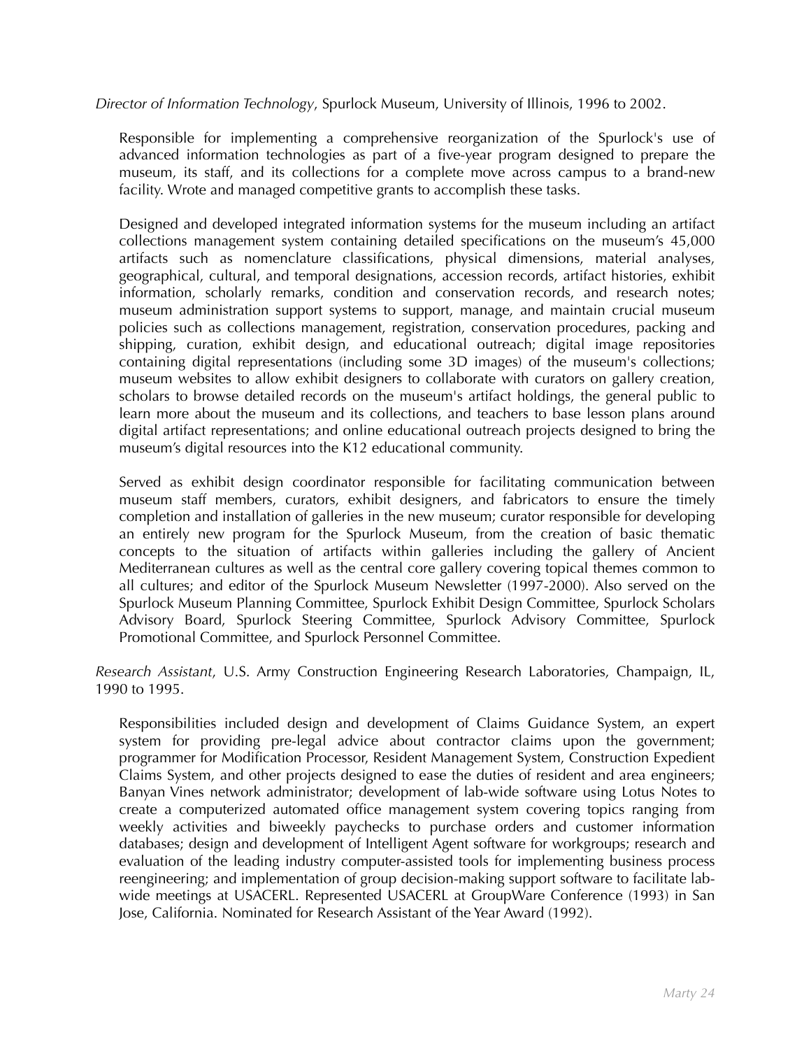*Director of Information Technology*, Spurlock Museum, University of Illinois, 1996 to 2002.

Responsible for implementing a comprehensive reorganization of the Spurlock's use of advanced information technologies as part of a five-year program designed to prepare the museum, its staff, and its collections for a complete move across campus to a brand-new facility. Wrote and managed competitive grants to accomplish these tasks.

Designed and developed integrated information systems for the museum including an artifact collections management system containing detailed specifications on the museum's 45,000 artifacts such as nomenclature classifications, physical dimensions, material analyses, geographical, cultural, and temporal designations, accession records, artifact histories, exhibit information, scholarly remarks, condition and conservation records, and research notes; museum administration support systems to support, manage, and maintain crucial museum policies such as collections management, registration, conservation procedures, packing and shipping, curation, exhibit design, and educational outreach; digital image repositories containing digital representations (including some 3D images) of the museum's collections; museum websites to allow exhibit designers to collaborate with curators on gallery creation, scholars to browse detailed records on the museum's artifact holdings, the general public to learn more about the museum and its collections, and teachers to base lesson plans around digital artifact representations; and online educational outreach projects designed to bring the museum's digital resources into the K12 educational community.

Served as exhibit design coordinator responsible for facilitating communication between museum staff members, curators, exhibit designers, and fabricators to ensure the timely completion and installation of galleries in the new museum; curator responsible for developing an entirely new program for the Spurlock Museum, from the creation of basic thematic concepts to the situation of artifacts within galleries including the gallery of Ancient Mediterranean cultures as well as the central core gallery covering topical themes common to all cultures; and editor of the Spurlock Museum Newsletter (1997-2000). Also served on the Spurlock Museum Planning Committee, Spurlock Exhibit Design Committee, Spurlock Scholars Advisory Board, Spurlock Steering Committee, Spurlock Advisory Committee, Spurlock Promotional Committee, and Spurlock Personnel Committee.

*Research Assistant*, U.S. Army Construction Engineering Research Laboratories, Champaign, IL, 1990 to 1995.

Responsibilities included design and development of Claims Guidance System, an expert system for providing pre-legal advice about contractor claims upon the government; programmer for Modification Processor, Resident Management System, Construction Expedient Claims System, and other projects designed to ease the duties of resident and area engineers; Banyan Vines network administrator; development of lab-wide software using Lotus Notes to create a computerized automated office management system covering topics ranging from weekly activities and biweekly paychecks to purchase orders and customer information databases; design and development of Intelligent Agent software for workgroups; research and evaluation of the leading industry computer-assisted tools for implementing business process reengineering; and implementation of group decision-making support software to facilitate lab-wide meetings at USACERL. Represented USACERL at GroupWare Conference (1993) in San Jose, California. Nominated for Research Assistant of the Year Award (1992).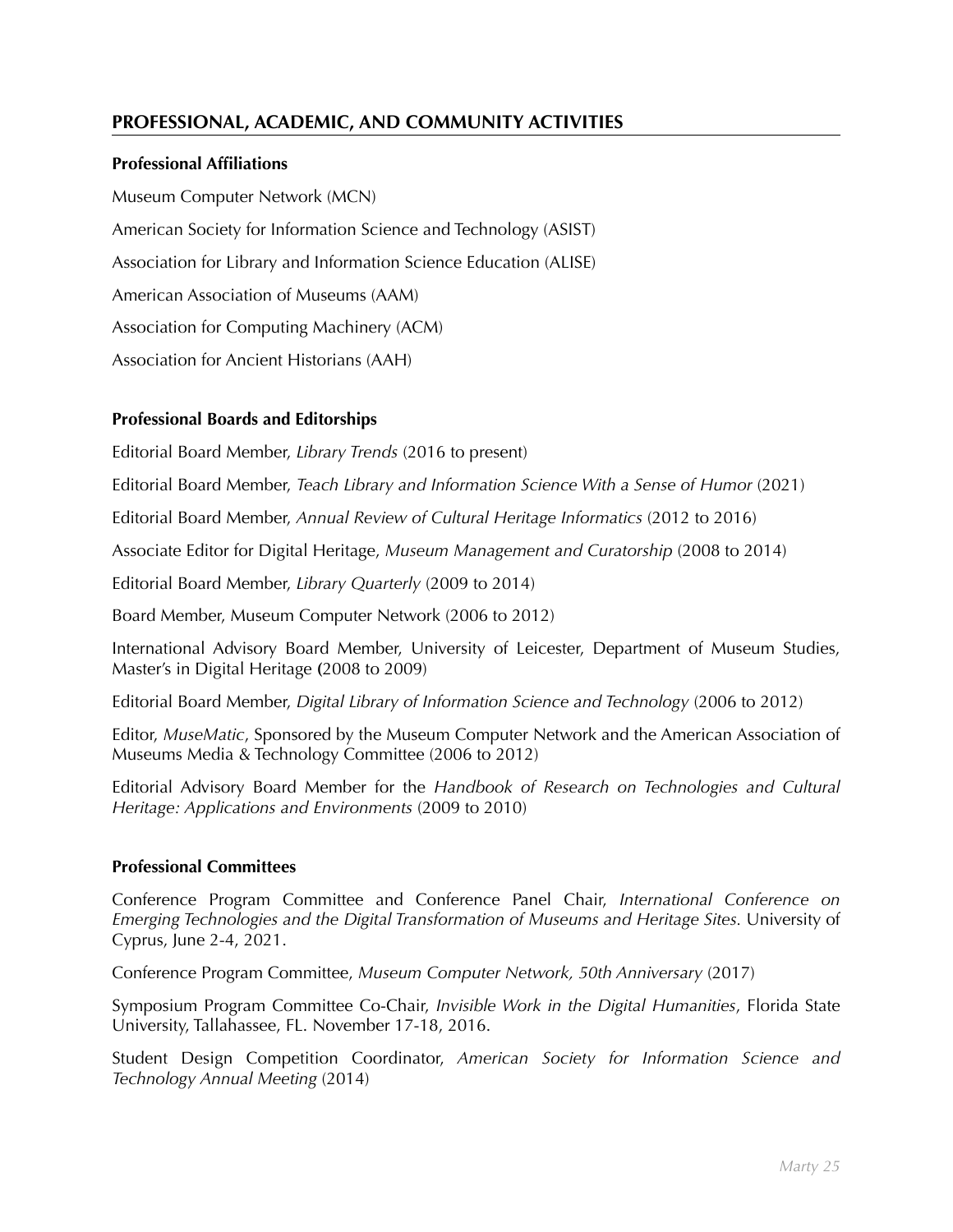## PROFESSIONAL, ACADEMIC, AND COMMUNITY ACTIVITIES

### Professional Affiliations

Museum Computer Network (MCN)

American Society for Information Science and Technology (ASIST)

Association for Library and Information Science Education (ALISE)

American Association of Museums (AAM)

Association for Computing Machinery (ACM)

Association for Ancient Historians (AAH)

### Professional Boards and Editorships

Editorial Board Member, *Library Trends* (2016 to present)

Editorial Board Member, *Teach Library and Information Science With a Sense of Humor* (2021)

Editorial Board Member, *Annual Review of Cultural Heritage Informatics* (2012 to 2016)

Associate Editor for Digital Heritage, *Museum Management and Curatorship* (2008 to 2014)

Editorial Board Member, *Library Quarterly* (2009 to 2014)

Board Member, Museum Computer Network (2006 to 2012)

International Advisory Board Member, University of Leicester, Department of Museum Studies, Master's in Digital Heritage (2008 to 2009)

Editorial Board Member, *Digital Library of Information Science and Technology* (2006 to 2012)

Editor, *MuseMatic*, Sponsored by the Museum Computer Network and the American Association of Museums Media & Technology Committee (2006 to 2012)

Editorial Advisory Board Member for the *Handbook of Research on Technologies and Cultural Heritage: Applications and Environments* (2009 to 2010)

### Professional Committees

Conference Program Committee and Conference Panel Chair, *International Conference on Emerging Technologies and the Digital Transformation of Museums and Heritage Sites*. University of Cyprus, June 2-4, 2021.

Conference Program Committee, *Museum Computer Network, 50th Anniversary* (2017)

Symposium Program Committee Co-Chair, *Invisible Work in the Digital Humanities*, Florida State University, Tallahassee, FL. November 17-18, 2016.

Student Design Competition Coordinator, *American Society for Information Science and Technology Annual Meeting* (2014)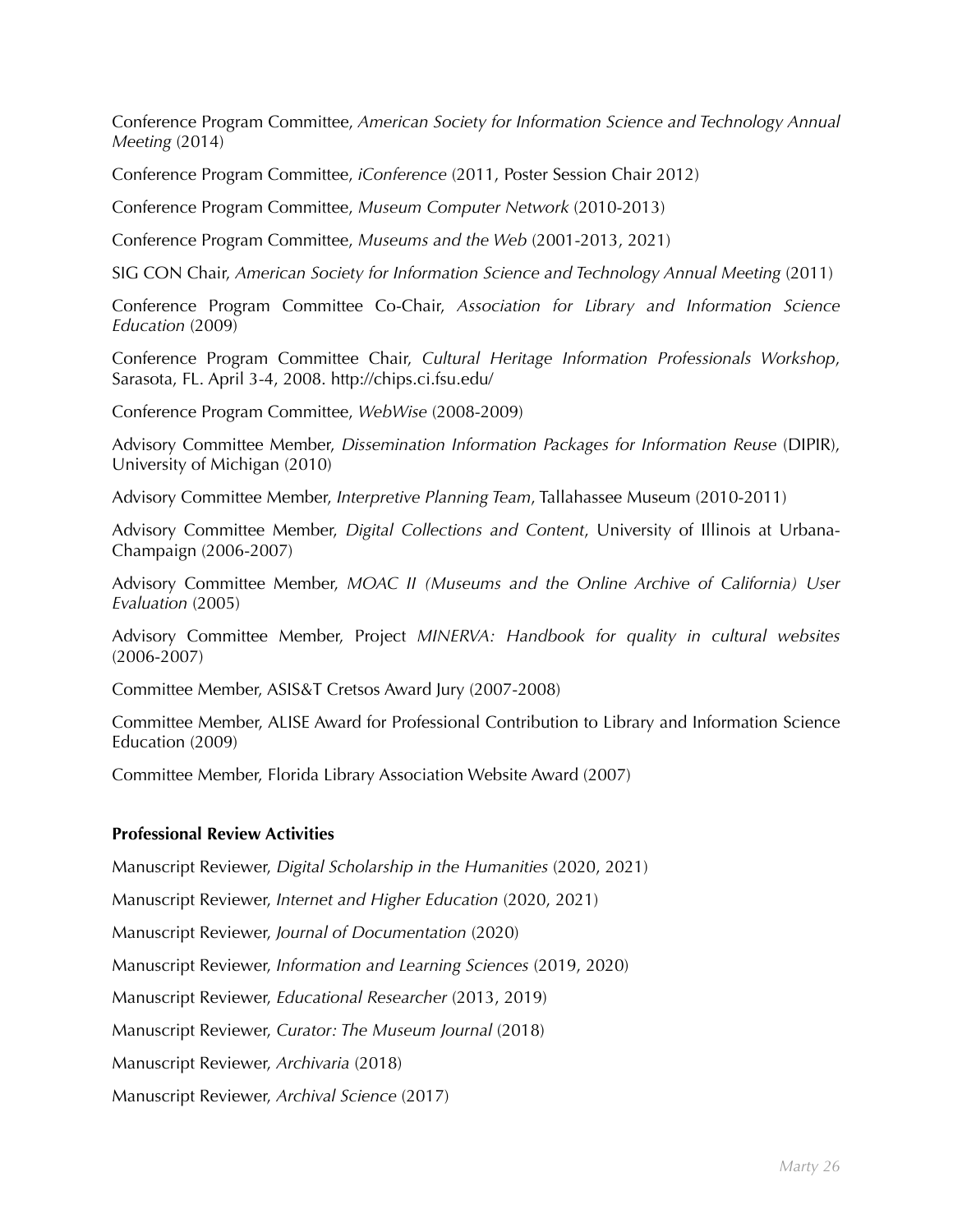Conference Program Committee, *American Society for Information Science and Technology Annual Meeting* (2014)

Conference Program Committee, *iConference* (2011, Poster Session Chair 2012)

Conference Program Committee, *Museum Computer Network* (2010-2013)

Conference Program Committee, *Museums and the Web* (2001-2013, 2021)

SIG CON Chair, *American Society for Information Science and Technology Annual Meeting* (2011)

Conference Program Committee Co-Chair, *Association for Library and Information Science Education* (2009)

Conference Program Committee Chair, *Cultural Heritage Information Professionals Workshop*, Sarasota, FL. April 3-4, 2008. http://chips.ci.fsu.edu/

Conference Program Committee, *WebWise* (2008-2009)

Advisory Committee Member, *Dissemination Information Packages for Information Reuse* (DIPIR), University of Michigan (2010)

Advisory Committee Member, *Interpretive Planning Team*, Tallahassee Museum (2010-2011)

Advisory Committee Member, *Digital Collections and Content*, University of Illinois at Urbana-Champaign (2006-2007)

Advisory Committee Member, *MOAC II (Museums and the Online Archive of California) User Evaluation* (2005)

Advisory Committee Member, Project *MINERVA: Handbook for quality in cultural websites* (2006-2007)

Committee Member, ASIS&T Cretsos Award Jury (2007-2008)

Committee Member, ALISE Award for Professional Contribution to Library and Information Science Education (2009)

Committee Member, Florida Library Association Website Award (2007)

**Professional Review Activities**

Manuscript Reviewer, *Digital Scholarship in the Humanities* (2020, 2021)

Manuscript Reviewer, *Internet and Higher Education* (2020, 2021)

Manuscript Reviewer, *Journal of Documentation* (2020)

Manuscript Reviewer, *Information and Learning Sciences* (2019, 2020)

Manuscript Reviewer, *Educational Researcher* (2013, 2019)

Manuscript Reviewer, *Curator: The Museum Journal* (2018)

Manuscript Reviewer, *Archivaria* (2018)

Manuscript Reviewer, *Archival Science* (2017)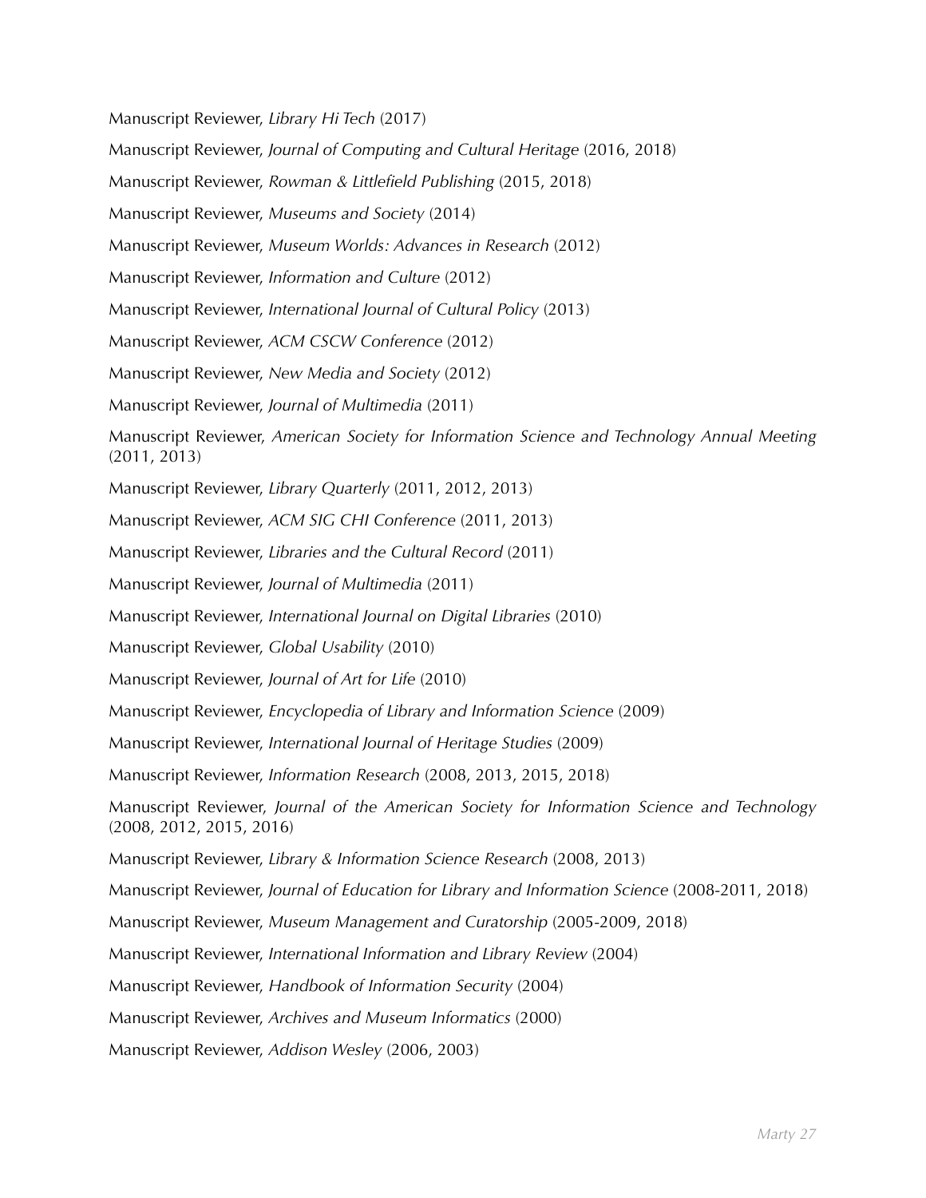Manuscript Reviewer, *Library Hi Tech* (2017)

Manuscript Reviewer, *Journal of Computing and Cultural Heritage* (2016, 2018)

Manuscript Reviewer, *Rowman & Littlefield Publishing* (2015, 2018)

Manuscript Reviewer, *Museums and Society* (2014)

Manuscript Reviewer, *Museum Worlds: Advances in Research* (2012)

Manuscript Reviewer, *Information and Culture* (2012)

Manuscript Reviewer, *International Journal of Cultural Policy* (2013)

Manuscript Reviewer, *ACM CSCW Conference* (2012)

Manuscript Reviewer, *New Media and Society* (2012)

Manuscript Reviewer, *Journal of Multimedia* (2011)

Manuscript Reviewer, *American Society for Information Science and Technology Annual Meeting* (2011, 2013)

Manuscript Reviewer, *Library Quarterly* (2011, 2012, 2013)

Manuscript Reviewer, *ACM SIG CHI Conference* (2011, 2013)

Manuscript Reviewer, *Libraries and the Cultural Record* (2011)

Manuscript Reviewer, *Journal of Multimedia* (2011)

Manuscript Reviewer, *International Journal on Digital Libraries* (2010)

Manuscript Reviewer, *Global Usability* (2010)

Manuscript Reviewer, *Journal of Art for Life* (2010)

Manuscript Reviewer, *Encyclopedia of Library and Information Science* (2009)

Manuscript Reviewer, *International Journal of Heritage Studies* (2009)

Manuscript Reviewer, *Information Research* (2008, 2013, 2015, 2018)

Manuscript Reviewer, *Journal of the American Society for Information Science and Technology* (2008, 2012, 2015, 2016)

Manuscript Reviewer, *Library & Information Science Research* (2008, 2013)

Manuscript Reviewer, *Journal of Education for Library and Information Science* (2008-2011, 2018)

Manuscript Reviewer, *Museum Management and Curatorship* (2005-2009, 2018)

Manuscript Reviewer, *International Information and Library Review* (2004)

Manuscript Reviewer, *Handbook of Information Security* (2004)

Manuscript Reviewer, *Archives and Museum Informatics* (2000)

Manuscript Reviewer, *Addison Wesley* (2006, 2003)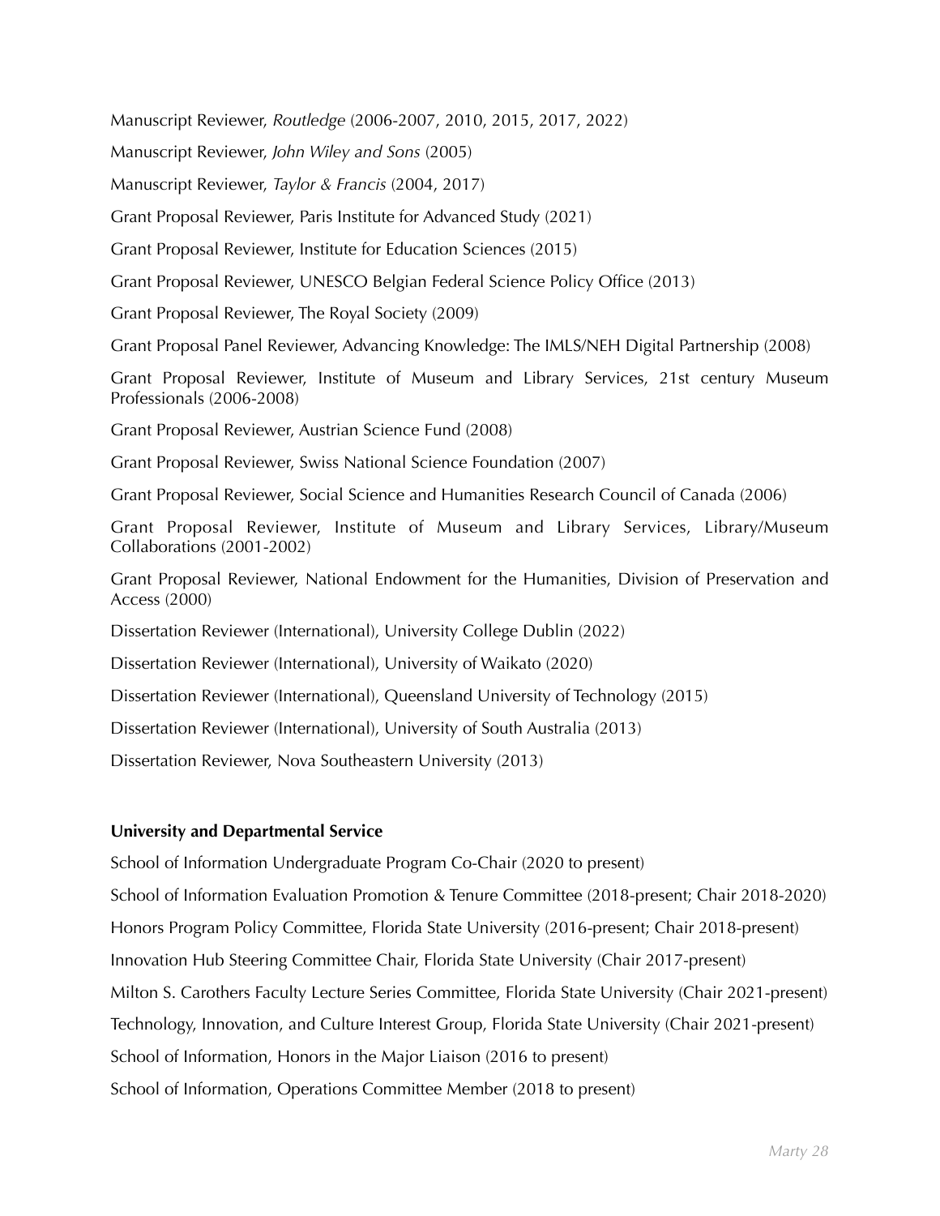Manuscript Reviewer, *Routledge* (2006-2007, 2010, 2015, 2017, 2022)

Manuscript Reviewer, *John Wiley and Sons* (2005)

Manuscript Reviewer, *Taylor & Francis* (2004, 2017)

Grant Proposal Reviewer, Paris Institute for Advanced Study (2021)

Grant Proposal Reviewer, Institute for Education Sciences (2015)

Grant Proposal Reviewer, UNESCO Belgian Federal Science Policy Office (2013)

Grant Proposal Reviewer, The Royal Society (2009)

Grant Proposal Panel Reviewer, Advancing Knowledge: The IMLS/NEH Digital Partnership (2008)

Grant Proposal Reviewer, Institute of Museum and Library Services, 21st century Museum Professionals (2006-2008)

Grant Proposal Reviewer, Austrian Science Fund (2008)

Grant Proposal Reviewer, Swiss National Science Foundation (2007)

Grant Proposal Reviewer, Social Science and Humanities Research Council of Canada (2006)

Grant Proposal Reviewer, Institute of Museum and Library Services, Library/Museum Collaborations (2001-2002)

Grant Proposal Reviewer, National Endowment for the Humanities, Division of Preservation and Access (2000)

Dissertation Reviewer (International), University College Dublin (2022)

Dissertation Reviewer (International), University of Waikato (2020)

Dissertation Reviewer (International), Queensland University of Technology (2015)

Dissertation Reviewer (International), University of South Australia (2013)

Dissertation Reviewer, Nova Southeastern University (2013)

**University and Departmental Service**

School of Information Undergraduate Program Co-Chair (2020 to present)

School of Information Evaluation Promotion & Tenure Committee (2018-present; Chair 2018-2020)

Honors Program Policy Committee, Florida State University (2016-present; Chair 2018-present)

Innovation Hub Steering Committee Chair, Florida State University (Chair 2017-present)

Milton S. Carothers Faculty Lecture Series Committee, Florida State University (Chair 2021-present)

Technology, Innovation, and Culture Interest Group, Florida State University (Chair 2021-present)

School of Information, Honors in the Major Liaison (2016 to present)

School of Information, Operations Committee Member (2018 to present)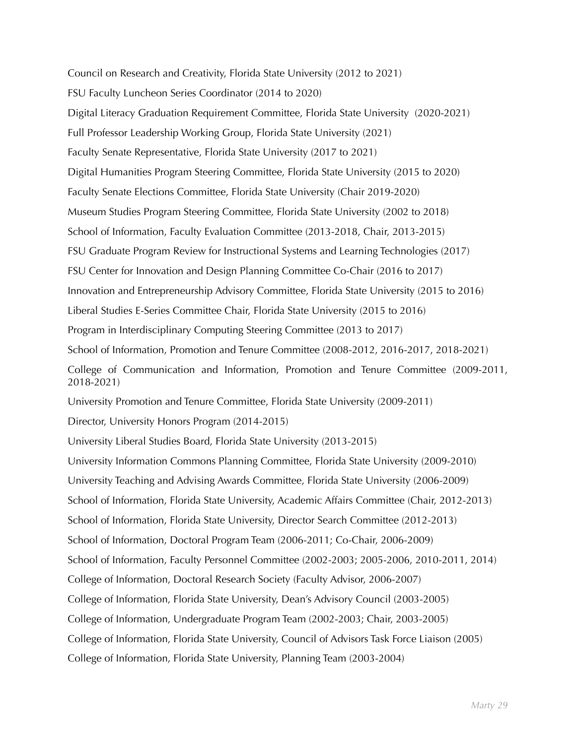Council on Research and Creativity, Florida State University (2012 to 2021)

FSU Faculty Luncheon Series Coordinator (2014 to 2020)

Digital Literacy Graduation Requirement Committee, Florida State University (2020-2021)

Full Professor Leadership Working Group, Florida State University (2021)

Faculty Senate Representative, Florida State University (2017 to 2021)

Digital Humanities Program Steering Committee, Florida State University (2015 to 2020)

Faculty Senate Elections Committee, Florida State University (Chair 2019-2020)

Museum Studies Program Steering Committee, Florida State University (2002 to 2018)

School of Information, Faculty Evaluation Committee (2013-2018, Chair, 2013-2015)

FSU Graduate Program Review for Instructional Systems and Learning Technologies (2017)

FSU Center for Innovation and Design Planning Committee Co-Chair (2016 to 2017)

Innovation and Entrepreneurship Advisory Committee, Florida State University (2015 to 2016)

Liberal Studies E-Series Committee Chair, Florida State University (2015 to 2016)

Program in Interdisciplinary Computing Steering Committee (2013 to 2017)

School of Information, Promotion and Tenure Committee (2008-2012, 2016-2017, 2018-2021)

College of Communication and Information, Promotion and Tenure Committee (2009-2011, 2018-2021)

University Promotion and Tenure Committee, Florida State University (2009-2011)

Director, University Honors Program (2014-2015)

University Liberal Studies Board, Florida State University (2013-2015)

University Information Commons Planning Committee, Florida State University (2009-2010)

University Teaching and Advising Awards Committee, Florida State University (2006-2009)

School of Information, Florida State University, Academic Affairs Committee (Chair, 2012-2013)

School of Information, Florida State University, Director Search Committee (2012-2013)

School of Information, Doctoral Program Team (2006-2011; Co-Chair, 2006-2009)

School of Information, Faculty Personnel Committee (2002-2003; 2005-2006, 2010-2011, 2014)

College of Information, Doctoral Research Society (Faculty Advisor, 2006-2007)

College of Information, Florida State University, Dean's Advisory Council (2003-2005)

College of Information, Undergraduate Program Team (2002-2003; Chair, 2003-2005)

College of Information, Florida State University, Council of Advisors Task Force Liaison (2005)

College of Information, Florida State University, Planning Team (2003-2004)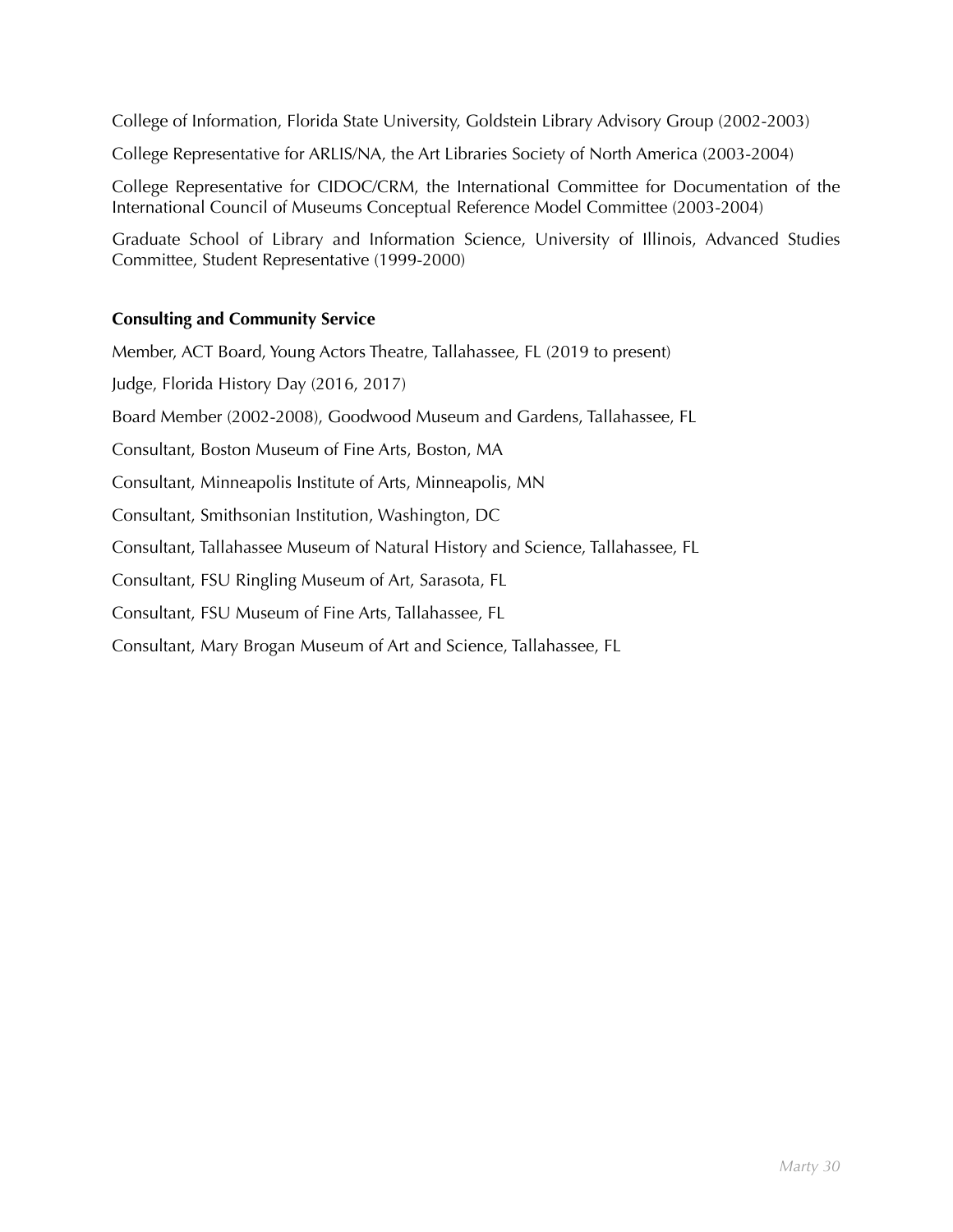College of Information, Florida State University, Goldstein Library Advisory Group (2002-2003)

College Representative for ARLIS/NA, the Art Libraries Society of North America (2003-2004)

College Representative for CIDOC/CRM, the International Committee for Documentation of the International Council of Museums Conceptual Reference Model Committee (2003-2004)

Graduate School of Library and Information Science, University of Illinois, Advanced Studies Committee, Student Representative (1999-2000)

**Consulting and Community Service**

Member, ACT Board, Young Actors Theatre, Tallahassee, FL (2019 to present)

Judge, Florida History Day (2016, 2017)

Board Member (2002-2008), Goodwood Museum and Gardens, Tallahassee, FL

Consultant, Boston Museum of Fine Arts, Boston, MA

Consultant, Minneapolis Institute of Arts, Minneapolis, MN

Consultant, Smithsonian Institution, Washington, DC

Consultant, Tallahassee Museum of Natural History and Science, Tallahassee, FL

Consultant, FSU Ringling Museum of Art, Sarasota, FL

Consultant, FSU Museum of Fine Arts, Tallahassee, FL

Consultant, Mary Brogan Museum of Art and Science, Tallahassee, FL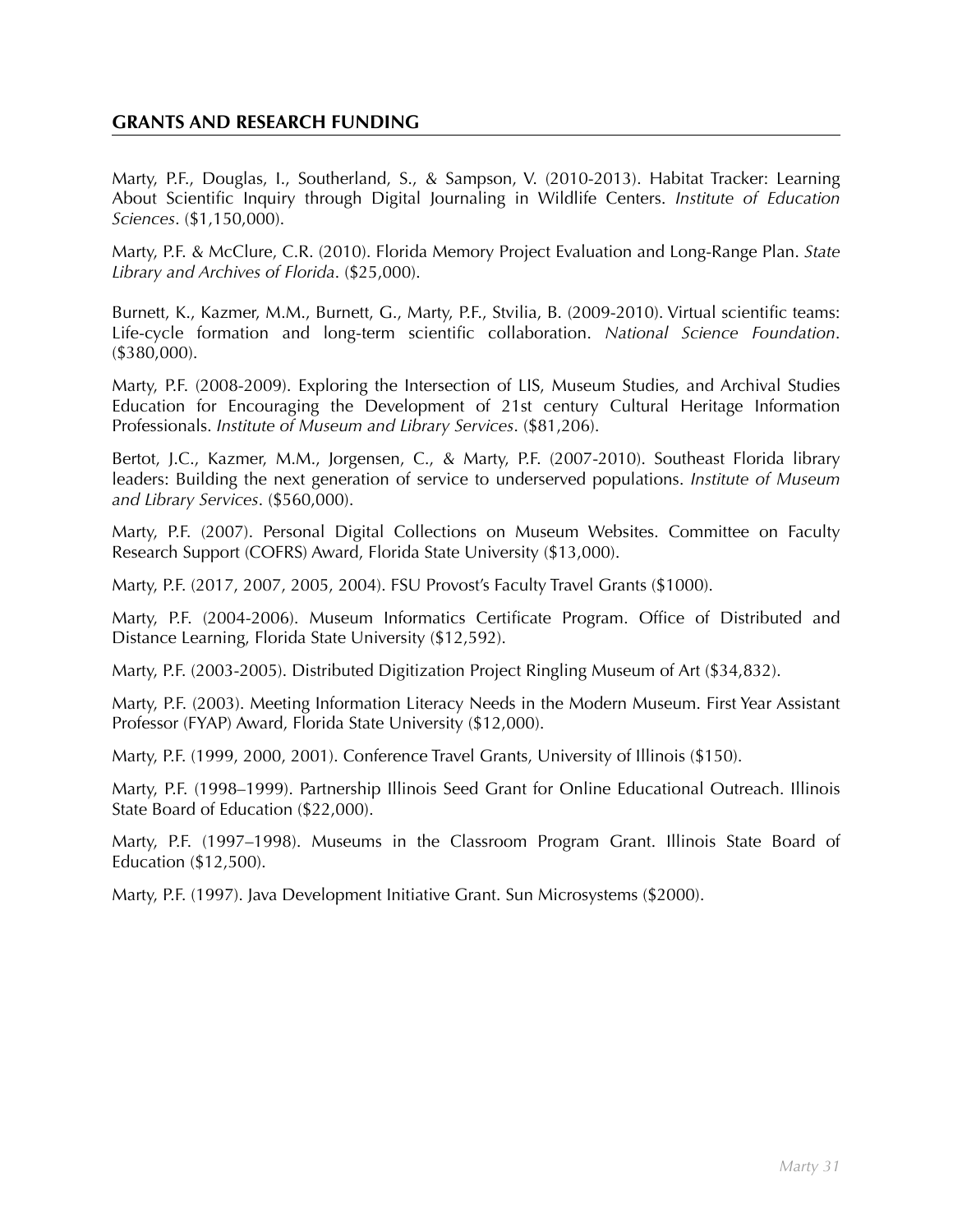## GRANTS AND RESEARCH FUNDING

Marty, P.F., Douglas, I., Southerland, S., & Sampson, V. (2010-2013). Habitat Tracker: Learning About Scientific Inquiry through Digital Journaling in Wildlife Centers. *Institute of Education Sciences*. ($1,150,000).

Marty, P.F. & McClure, C.R. (2010). Florida Memory Project Evaluation and Long-Range Plan. *State Library and Archives of Florida*. ($25,000).

Burnett, K., Kazmer, M.M., Burnett, G., Marty, P.F., Stvilia, B. (2009-2010). Virtual scientific teams: Life-cycle formation and long-term scientific collaboration. *National Science Foundation*. ($380,000).

Marty, P.F. (2008-2009). Exploring the Intersection of LIS, Museum Studies, and Archival Studies Education for Encouraging the Development of 21st century Cultural Heritage Information Professionals. *Institute of Museum and Library Services*. ($81,206).

Bertot, J.C., Kazmer, M.M., Jorgensen, C., & Marty, P.F. (2007-2010). Southeast Florida library leaders: Building the next generation of service to underserved populations. *Institute of Museum and Library Services*. ($560,000).

Marty, P.F. (2007). Personal Digital Collections on Museum Websites. Committee on Faculty Research Support (COFRS) Award, Florida State University ($13,000).

Marty, P.F. (2017, 2007, 2005, 2004). FSU Provost's Faculty Travel Grants ($1000).

Marty, P.F. (2004-2006). Museum Informatics Certificate Program. Office of Distributed and Distance Learning, Florida State University ($12,592).

Marty, P.F. (2003-2005). Distributed Digitization Project Ringling Museum of Art ($34,832).

Marty, P.F. (2003). Meeting Information Literacy Needs in the Modern Museum. First Year Assistant Professor (FYAP) Award, Florida State University ($12,000).

Marty, P.F. (1999, 2000, 2001). Conference Travel Grants, University of Illinois ($150).

Marty, P.F. (1998–1999). Partnership Illinois Seed Grant for Online Educational Outreach. Illinois State Board of Education ($22,000).

Marty, P.F. (1997–1998). Museums in the Classroom Program Grant. Illinois State Board of Education ($12,500).

Marty, P.F. (1997). Java Development Initiative Grant. Sun Microsystems ($2000).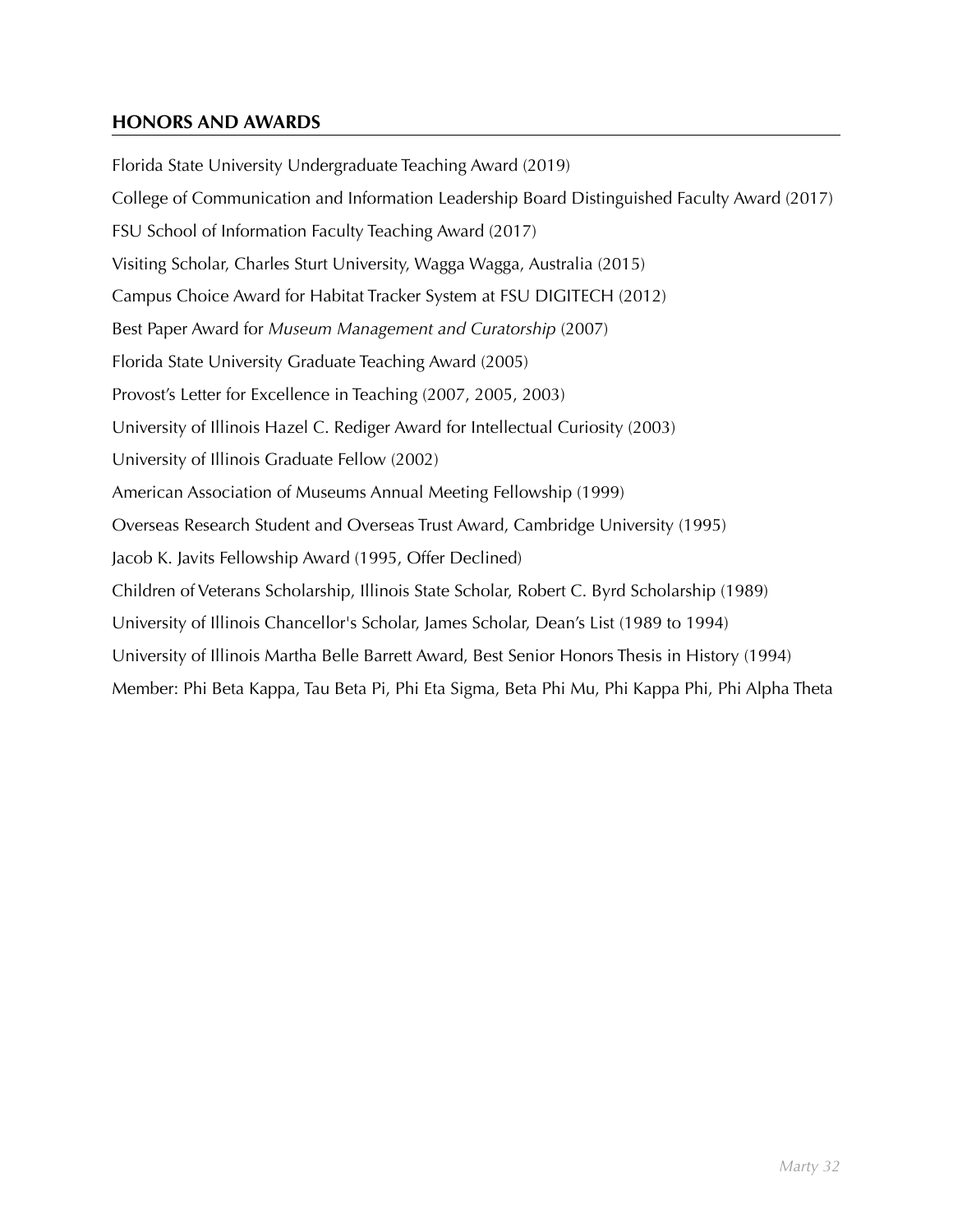## HONORS AND AWARDS

Florida State University Undergraduate Teaching Award (2019)

College of Communication and Information Leadership Board Distinguished Faculty Award (2017)

FSU School of Information Faculty Teaching Award (2017)

Visiting Scholar, Charles Sturt University, Wagga Wagga, Australia (2015)

Campus Choice Award for Habitat Tracker System at FSU DIGITECH (2012)

Best Paper Award for *Museum Management and Curatorship* (2007)

Florida State University Graduate Teaching Award (2005)

Provost's Letter for Excellence in Teaching (2007, 2005, 2003)

University of Illinois Hazel C. Rediger Award for Intellectual Curiosity (2003)

University of Illinois Graduate Fellow (2002)

American Association of Museums Annual Meeting Fellowship (1999)

Overseas Research Student and Overseas Trust Award, Cambridge University (1995)

Jacob K. Javits Fellowship Award (1995, Offer Declined)

Children of Veterans Scholarship, Illinois State Scholar, Robert C. Byrd Scholarship (1989)

University of Illinois Chancellor's Scholar, James Scholar, Dean's List (1989 to 1994)

University of Illinois Martha Belle Barrett Award, Best Senior Honors Thesis in History (1994)

Member: Phi Beta Kappa, Tau Beta Pi, Phi Eta Sigma, Beta Phi Mu, Phi Kappa Phi, Phi Alpha Theta